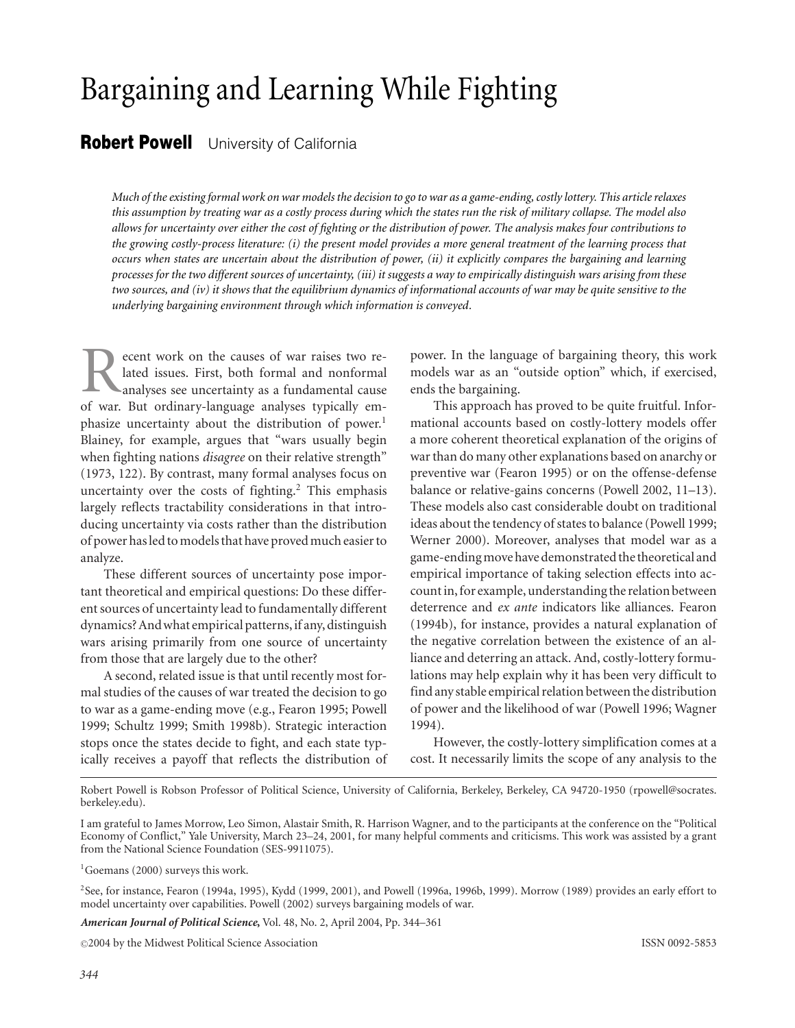# Bargaining and Learning While Fighting

**Robert Powell** University of California

*Much of the existing formal work on war models the decision to go to war as a game-ending, costly lottery. This article relaxes this assumption by treating war as a costly process during which the states run the risk of military collapse. The model also allows for uncertainty over either the cost of fighting or the distribution of power. The analysis makes four contributions to the growing costly-process literature: (i) the present model provides a more general treatment of the learning process that occurs when states are uncertain about the distribution of power, (ii) it explicitly compares the bargaining and learning processes for the two different sources of uncertainty, (iii) it suggests a way to empirically distinguish wars arising from these two sources, and (iv) it shows that the equilibrium dynamics of informational accounts of war may be quite sensitive to the underlying bargaining environment through which information is conveyed.*

Recent work on the causes of war raises two related issues. First, both formal and nonformal analyses see uncertainty as a fundamental cause of war. But ordinary-language analyses typically emphasize uncertainty about the distribution of power.[1] Blainey, for example, argues that "wars usually begin when fighting nations *disagree* on their relative strength" (1973, 122). By contrast, many formal analyses focus on uncertainty over the costs of fighting.[2] This emphasis largely reflects tractability considerations in that introducing uncertainty via costs rather than the distribution of power has led to models that have proved much easier to analyze.

These different sources of uncertainty pose important theoretical and empirical questions: Do these different sources of uncertainty lead to fundamentally different dynamics? And what empirical patterns, if any, distinguish wars arising primarily from one source of uncertainty from those that are largely due to the other?

A second, related issue is that until recently most formal studies of the causes of war treated the decision to go to war as a game-ending move (e.g., Fearon 1995; Powell 1999; Schultz 1999; Smith 1998b). Strategic interaction stops once the states decide to fight, and each state typically receives a payoff that reflects the distribution of power. In the language of bargaining theory, this work models war as an "outside option" which, if exercised, ends the bargaining.

This approach has proved to be quite fruitful. Informational accounts based on costly-lottery models offer a more coherent theoretical explanation of the origins of war than do many other explanations based on anarchy or preventive war (Fearon 1995) or on the offense-defense balance or relative-gains concerns (Powell 2002, 11–13). These models also cast considerable doubt on traditional ideas about the tendency of states to balance (Powell 1999; Werner 2000). Moreover, analyses that model war as a game-ending move have demonstrated the theoretical and empirical importance of taking selection effects into account in, for example, understanding the relation between deterrence and *ex ante* indicators like alliances. Fearon (1994b), for instance, provides a natural explanation of the negative correlation between the existence of an alliance and deterring an attack. And, costly-lottery formulations may help explain why it has been very difficult to find any stable empirical relation between the distribution of power and the likelihood of war (Powell 1996; Wagner 1994).

However, the costly-lottery simplification comes at a cost. It necessarily limits the scope of any analysis to the

---

Robert Powell is Robson Professor of Political Science, University of California, Berkeley, Berkeley, CA 94720-1950 (rpowell@socrates.berkeley.edu).

I am grateful to James Morrow, Leo Simon, Alastair Smith, R. Harrison Wagner, and to the participants at the conference on the "Political Economy of Conflict," Yale University, March 23–24, 2001, for many helpful comments and criticisms. This work was assisted by a grant from the National Science Foundation (SES-9911075).

[1] Goemans (2000) surveys this work.

[2] See, for instance, Fearon (1994a, 1995), Kydd (1999, 2001), and Powell (1996a, 1996b, 1999). Morrow (1989) provides an early effort to model uncertainty over capabilities. Powell (2002) surveys bargaining models of war.

©2004 by the Midwest Political Science Association ISSN 0092-5853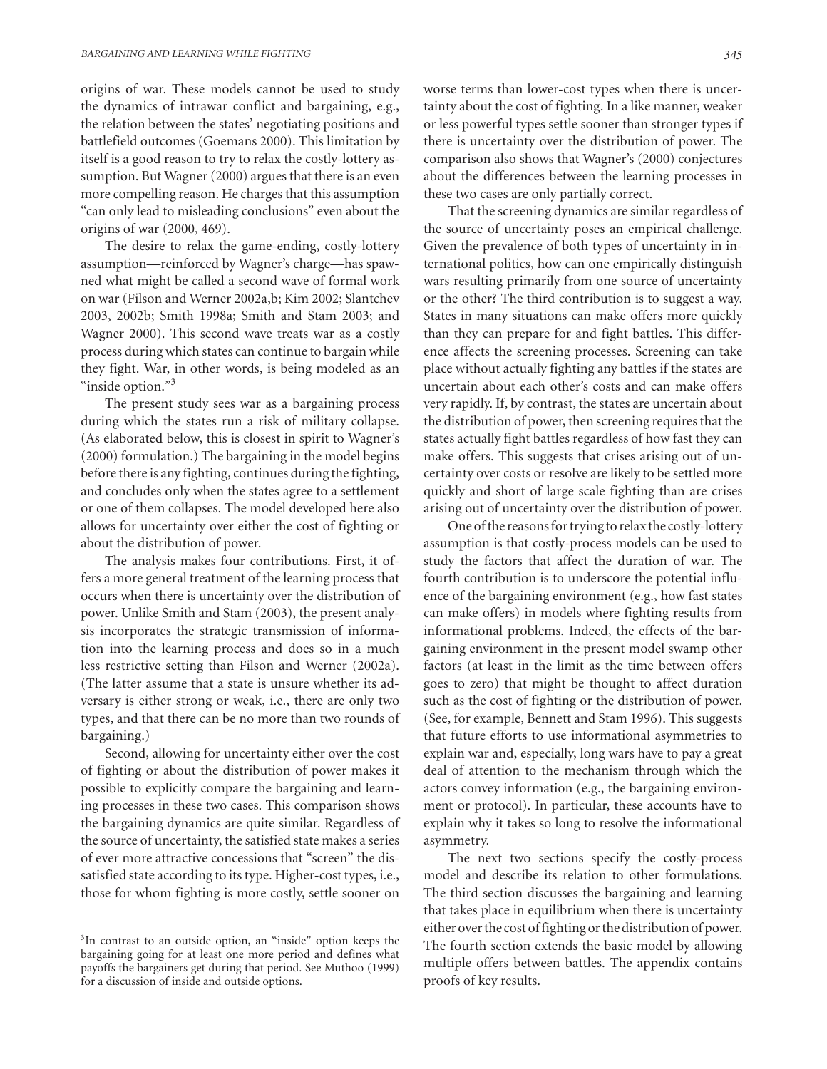origins of war. These models cannot be used to study the dynamics of intrawar conflict and bargaining, e.g., the relation between the states' negotiating positions and battlefield outcomes (Goemans 2000). This limitation by itself is a good reason to try to relax the costly-lottery assumption. But Wagner (2000) argues that there is an even more compelling reason. He charges that this assumption "can only lead to misleading conclusions" even about the origins of war (2000, 469).

The desire to relax the game-ending, costly-lottery assumption—reinforced by Wagner's charge—has spawned what might be called a second wave of formal work on war (Filson and Werner 2002a,b; Kim 2002; Slantchev 2003, 2002b; Smith 1998a; Smith and Stam 2003; and Wagner 2000). This second wave treats war as a costly process during which states can continue to bargain while they fight. War, in other words, is being modeled as an "inside option."[3]

The present study sees war as a bargaining process during which the states run a risk of military collapse. (As elaborated below, this is closest in spirit to Wagner's (2000) formulation.) The bargaining in the model begins before there is any fighting, continues during the fighting, and concludes only when the states agree to a settlement or one of them collapses. The model developed here also allows for uncertainty over either the cost of fighting or about the distribution of power.

The analysis makes four contributions. First, it offers a more general treatment of the learning process that occurs when there is uncertainty over the distribution of power. Unlike Smith and Stam (2003), the present analysis incorporates the strategic transmission of information into the learning process and does so in a much less restrictive setting than Filson and Werner (2002a). (The latter assume that a state is unsure whether its adversary is either strong or weak, i.e., there are only two types, and that there can be no more than two rounds of bargaining.)

Second, allowing for uncertainty either over the cost of fighting or about the distribution of power makes it possible to explicitly compare the bargaining and learning processes in these two cases. This comparison shows the bargaining dynamics are quite similar. Regardless of the source of uncertainty, the satisfied state makes a series of ever more attractive concessions that "screen" the dissatisfied state according to its type. Higher-cost types, i.e., those for whom fighting is more costly, settle sooner on worse terms than lower-cost types when there is uncertainty about the cost of fighting. In a like manner, weaker or less powerful types settle sooner than stronger types if there is uncertainty over the distribution of power. The comparison also shows that Wagner's (2000) conjectures about the differences between the learning processes in these two cases are only partially correct.

That the screening dynamics are similar regardless of the source of uncertainty poses an empirical challenge. Given the prevalence of both types of uncertainty in international politics, how can one empirically distinguish wars resulting primarily from one source of uncertainty or the other? The third contribution is to suggest a way. States in many situations can make offers more quickly than they can prepare for and fight battles. This difference affects the screening processes. Screening can take place without actually fighting any battles if the states are uncertain about each other's costs and can make offers very rapidly. If, by contrast, the states are uncertain about the distribution of power, then screening requires that the states actually fight battles regardless of how fast they can make offers. This suggests that crises arising out of uncertainty over costs or resolve are likely to be settled more quickly and short of large scale fighting than are crises arising out of uncertainty over the distribution of power.

One of the reasons for trying to relax the costly-lottery assumption is that costly-process models can be used to study the factors that affect the duration of war. The fourth contribution is to underscore the potential influence of the bargaining environment (e.g., how fast states can make offers) in models where fighting results from informational problems. Indeed, the effects of the bargaining environment in the present model swamp other factors (at least in the limit as the time between offers goes to zero) that might be thought to affect duration such as the cost of fighting or the distribution of power. (See, for example, Bennett and Stam 1996). This suggests that future efforts to use informational asymmetries to explain war and, especially, long wars have to pay a great deal of attention to the mechanism through which the actors convey information (e.g., the bargaining environment or protocol). In particular, these accounts have to explain why it takes so long to resolve the informational asymmetry.

The next two sections specify the costly-process model and describe its relation to other formulations. The third section discusses the bargaining and learning that takes place in equilibrium when there is uncertainty either over the cost of fighting or the distribution of power. The fourth section extends the basic model by allowing multiple offers between battles. The appendix contains proofs of key results.

[3]In contrast to an outside option, an "inside" option keeps the bargaining going for at least one more period and defines what payoffs the bargainers get during that period. See Muthoo (1999) for a discussion of inside and outside options.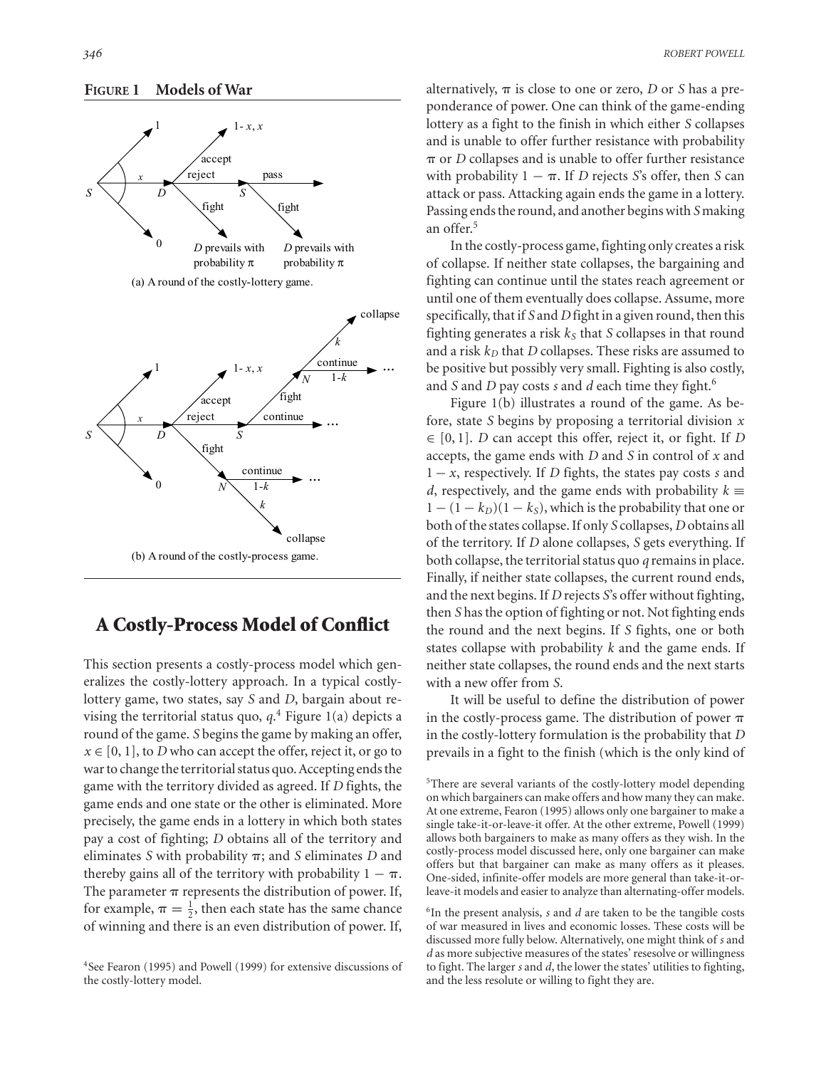**FIGURE 1 Models of War**

(a) A round of the costly-lottery game.

(b) A round of the costly-process game.

## A Costly-Process Model of Conflict

This section presents a costly-process model which generalizes the costly-lottery approach. In a typical costly-lottery game, two states, say $S$ and $D$, bargain about revising the territorial status quo, $q$.[4] Figure 1(a) depicts a round of the game. $S$ begins the game by making an offer, $x \in [0, 1]$, to $D$ who can accept the offer, reject it, or go to war to change the territorial status quo. Accepting ends the game with the territory divided as agreed. If $D$ fights, the game ends and one state or the other is eliminated. More precisely, the game ends in a lottery in which both states pay a cost of fighting; $D$ obtains all of the territory and eliminates $S$ with probability $\pi$; and $S$ eliminates $D$ and thereby gains all of the territory with probability $1 - \pi$. The parameter $\pi$ represents the distribution of power. If, for example, $\pi = \frac{1}{2}$, then each state has the same chance of winning and there is an even distribution of power. If, alternatively, $\pi$ is close to one or zero, $D$ or $S$ has a preponderance of power. One can think of the game-ending lottery as a fight to the finish in which either $S$ collapses and is unable to offer further resistance with probability $\pi$ or $D$ collapses and is unable to offer further resistance with probability $1 - \pi$. If $D$ rejects $S$'s offer, then $S$ can attack or pass. Attacking again ends the game in a lottery. Passing ends the round, and another begins with $S$ making an offer.[5]

In the costly-process game, fighting only creates a risk of collapse. If neither state collapses, the bargaining and fighting can continue until the states reach agreement or until one of them eventually does collapse. Assume, more specifically, that if $S$ and $D$ fight in a given round, then this fighting generates a risk $k_S$ that $S$ collapses in that round and a risk $k_D$ that $D$ collapses. These risks are assumed to be positive but possibly very small. Fighting is also costly, and $S$ and $D$ pay costs $s$ and $d$ each time they fight.[6]

Figure 1(b) illustrates a round of the game. As before, state $S$ begins by proposing a territorial division $x \in [0, 1]$. $D$ can accept this offer, reject it, or fight. If $D$ accepts, the game ends with $D$ and $S$ in control of $x$ and $1 - x$, respectively. If $D$ fights, the states pay costs $s$ and $d$, respectively, and the game ends with probability $k \equiv 1 - (1 - k_D)(1 - k_S)$, which is the probability that one or both of the states collapse. If only $S$ collapses, $D$ obtains all of the territory. If $D$ alone collapses, $S$ gets everything. If both collapse, the territorial status quo $q$ remains in place. Finally, if neither state collapses, the current round ends, and the next begins. If $D$ rejects $S$'s offer without fighting, then $S$ has the option of fighting or not. Not fighting ends the round and the next begins. If $S$ fights, one or both states collapse with probability $k$ and the game ends. If neither state collapses, the round ends and the next starts with a new offer from $S$.

It will be useful to define the distribution of power in the costly-process game. The distribution of power $\pi$ in the costly-lottery formulation is the probability that $D$ prevails in a fight to the finish (which is the only kind of

[4]See Fearon (1995) and Powell (1999) for extensive discussions of the costly-lottery model.

[5]There are several variants of the costly-lottery model depending on which bargainers can make offers and how many they can make. At one extreme, Fearon (1995) allows only one bargainer to make a single take-it-or-leave-it offer. At the other extreme, Powell (1999) allows both bargainers to make as many offers as they wish. In the costly-process model discussed here, only one bargainer can make offers but that bargainer can make as many offers as it pleases. One-sided, infinite-offer models are more general than take-it-or-leave-it models and easier to analyze than alternating-offer models.

[6]In the present analysis, $s$ and $d$ are taken to be the tangible costs of war measured in lives and economic losses. These costs will be discussed more fully below. Alternatively, one might think of $s$ and $d$ as more subjective measures of the states' resesolve or willingness to fight. The larger $s$ and $d$, the lower the states' utilities to fighting, and the less resolute or willing to fight they are.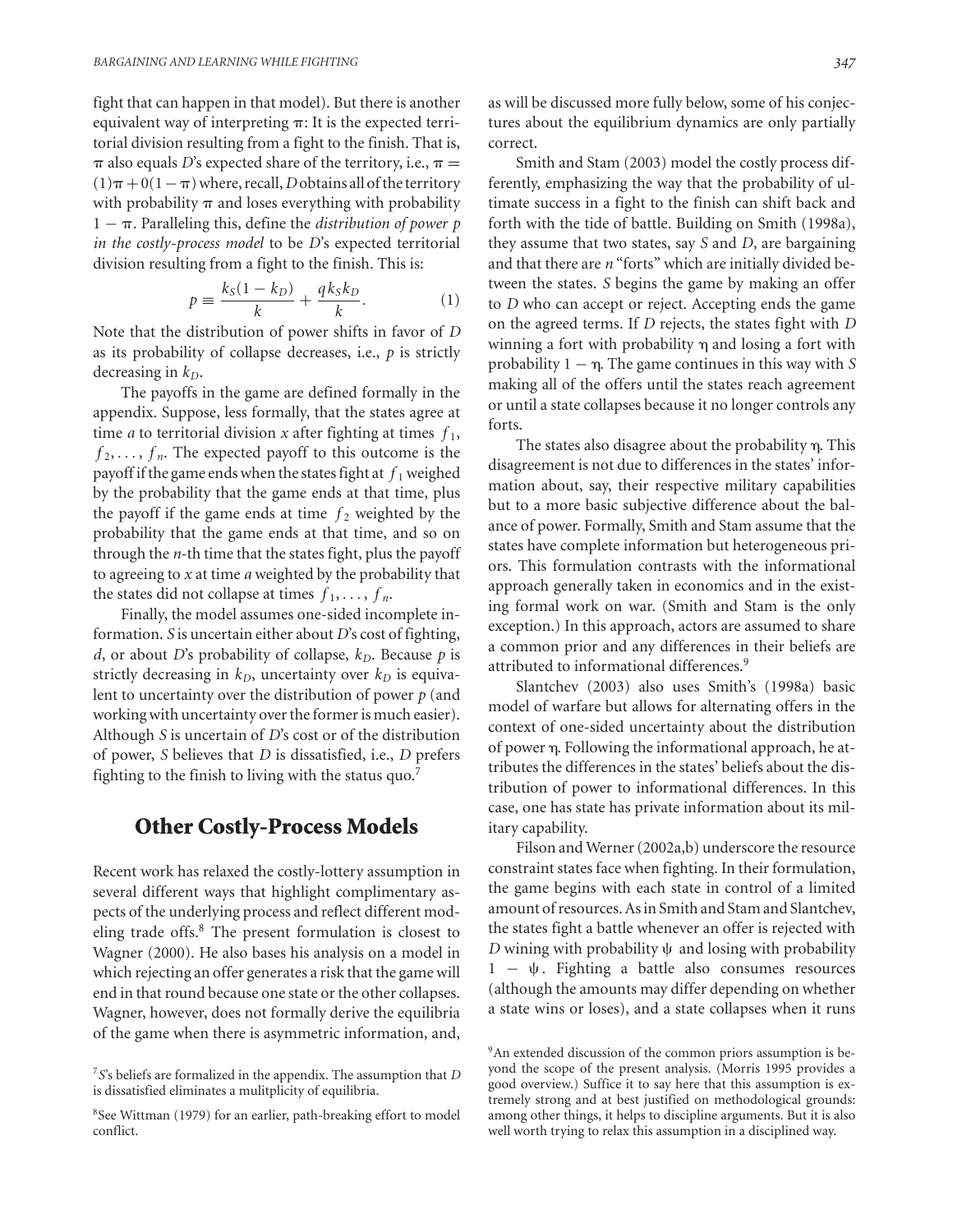fight that can happen in that model). But there is another equivalent way of interpreting $\pi$: It is the expected territorial division resulting from a fight to the finish. That is, $\pi$ also equals *D*'s expected share of the territory, i.e., $\pi = (1)\pi + 0(1-\pi)$ where, recall, *D* obtains all of the territory with probability $\pi$ and loses everything with probability $1-\pi$. Paralleling this, define the *distribution of power p in the costly-process model* to be *D*'s expected territorial division resulting from a fight to the finish. This is:

$$p \equiv \frac{k_S(1-k_D)}{k} + \frac{qk_Sk_D}{k}. \tag{1}$$

Note that the distribution of power shifts in favor of *D* as its probability of collapse decreases, i.e., *p* is strictly decreasing in $k_D$.

The payoffs in the game are defined formally in the appendix. Suppose, less formally, that the states agree at time *a* to territorial division *x* after fighting at times $f_1, f_2, \ldots, f_n$. The expected payoff to this outcome is the payoff if the game ends when the states fight at $f_1$ weighed by the probability that the game ends at that time, plus the payoff if the game ends at time $f_2$ weighted by the probability that the game ends at that time, and so on through the *n*-th time that the states fight, plus the payoff to agreeing to *x* at time *a* weighted by the probability that the states did not collapse at times $f_1, \ldots, f_n$.

Finally, the model assumes one-sided incomplete information. *S* is uncertain either about *D*'s cost of fighting, *d*, or about *D*'s probability of collapse, $k_D$. Because *p* is strictly decreasing in $k_D$, uncertainty over $k_D$ is equivalent to uncertainty over the distribution of power *p* (and working with uncertainty over the former is much easier). Although *S* is uncertain of *D*'s cost or of the distribution of power, *S* believes that *D* is dissatisfied, i.e., *D* prefers fighting to the finish to living with the status quo.[7]

## Other Costly-Process Models

Recent work has relaxed the costly-lottery assumption in several different ways that highlight complimentary aspects of the underlying process and reflect different modeling trade offs.[8] The present formulation is closest to Wagner (2000). He also bases his analysis on a model in which rejecting an offer generates a risk that the game will end in that round because one state or the other collapses. Wagner, however, does not formally derive the equilibria of the game when there is asymmetric information, and, as will be discussed more fully below, some of his conjectures about the equilibrium dynamics are only partially correct.

Smith and Stam (2003) model the costly process differently, emphasizing the way that the probability of ultimate success in a fight to the finish can shift back and forth with the tide of battle. Building on Smith (1998a), they assume that two states, say *S* and *D*, are bargaining and that there are *n* "forts" which are initially divided between the states. *S* begins the game by making an offer to *D* who can accept or reject. Accepting ends the game on the agreed terms. If *D* rejects, the states fight with *D* winning a fort with probability $\eta$ and losing a fort with probability $1-\eta$. The game continues in this way with *S* making all of the offers until the states reach agreement or until a state collapses because it no longer controls any forts.

The states also disagree about the probability $\eta$. This disagreement is not due to differences in the states' information about, say, their respective military capabilities but to a more basic subjective difference about the balance of power. Formally, Smith and Stam assume that the states have complete information but heterogeneous priors. This formulation contrasts with the informational approach generally taken in economics and in the existing formal work on war. (Smith and Stam is the only exception.) In this approach, actors are assumed to share a common prior and any differences in their beliefs are attributed to informational differences.[9]

Slantchev (2003) also uses Smith's (1998a) basic model of warfare but allows for alternating offers in the context of one-sided uncertainty about the distribution of power $\eta$. Following the informational approach, he attributes the differences in the states' beliefs about the distribution of power to informational differences. In this case, one has state has private information about its military capability.

Filson and Werner (2002a,b) underscore the resource constraint states face when fighting. In their formulation, the game begins with each state in control of a limited amount of resources. As in Smith and Stam and Slantchev, the states fight a battle whenever an offer is rejected with *D* wining with probability $\psi$ and losing with probability $1-\psi$. Fighting a battle also consumes resources (although the amounts may differ depending on whether a state wins or loses), and a state collapses when it runs

[7] *S*'s beliefs are formalized in the appendix. The assumption that *D* is dissatisfied eliminates a mulitplicity of equilibria.

[8] See Wittman (1979) for an earlier, path-breaking effort to model conflict.

[9] An extended discussion of the common priors assumption is beyond the scope of the present analysis. (Morris 1995 provides a good overview.) Suffice it to say here that this assumption is extremely strong and at best justified on methodological grounds: among other things, it helps to discipline arguments. But it is also well worth trying to relax this assumption in a disciplined way.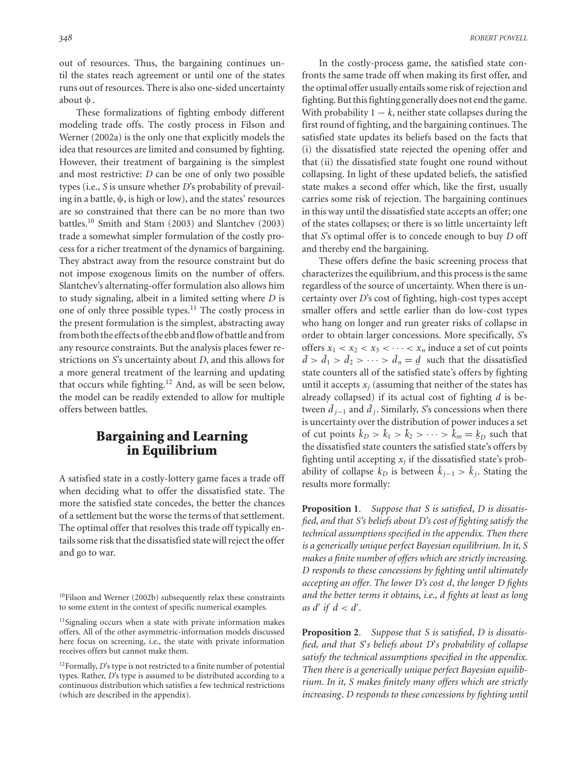out of resources. Thus, the bargaining continues until the states reach agreement or until one of the states runs out of resources. There is also one-sided uncertainty about $\psi$.

These formalizations of fighting embody different modeling trade offs. The costly process in Filson and Werner (2002a) is the only one that explicitly models the idea that resources are limited and consumed by fighting. However, their treatment of bargaining is the simplest and most restrictive: $D$ can be one of only two possible types (i.e., $S$ is unsure whether $D$'s probability of prevailing in a battle, $\psi$, is high or low), and the states' resources are so constrained that there can be no more than two battles.[10] Smith and Stam (2003) and Slantchev (2003) trade a somewhat simpler formulation of the costly process for a richer treatment of the dynamics of bargaining. They abstract away from the resource constraint but do not impose exogenous limits on the number of offers. Slantchev's alternating-offer formulation also allows him to study signaling, albeit in a limited setting where $D$ is one of only three possible types.[11] The costly process in the present formulation is the simplest, abstracting away from both the effects of the ebb and flow of battle and from any resource constraints. But the analysis places fewer restrictions on $S$'s uncertainty about $D$, and this allows for a more general treatment of the learning and updating that occurs while fighting.[12] And, as will be seen below, the model can be readily extended to allow for multiple offers between battles.

## Bargaining and Learning in Equilibrium

A satisfied state in a costly-lottery game faces a trade off when deciding what to offer the dissatisfied state. The more the satisfied state concedes, the better the chances of a settlement but the worse the terms of that settlement. The optimal offer that resolves this trade off typically entails some risk that the dissatisfied state will reject the offer and go to war.

In the costly-process game, the satisfied state confronts the same trade off when making its first offer, and the optimal offer usually entails some risk of rejection and fighting. But this fighting generally does not end the game. With probability $1 - k$, neither state collapses during the first round of fighting, and the bargaining continues. The satisfied state updates its beliefs based on the facts that (i) the dissatisfied state rejected the opening offer and that (ii) the dissatisfied state fought one round without collapsing. In light of these updated beliefs, the satisfied state makes a second offer which, like the first, usually carries some risk of rejection. The bargaining continues in this way until the dissatisfied state accepts an offer; one of the states collapses; or there is so little uncertainty left that $S$'s optimal offer is to concede enough to buy $D$ off and thereby end the bargaining.

These offers define the basic screening process that characterizes the equilibrium, and this process is the same regardless of the source of uncertainty. When there is uncertainty over $D$'s cost of fighting, high-cost types accept smaller offers and settle earlier than do low-cost types who hang on longer and run greater risks of collapse in order to obtain larger concessions. More specifically, $S$'s offers $x_1 < x_2 < x_3 < \cdots < x_n$ induce a set of cut points $\bar{d} > \tilde{d}_1 > \tilde{d}_2 > \cdots > \tilde{d}_n = \underline{d}$ such that the dissatisfied state counters all of the satisfied state's offers by fighting until it accepts $x_j$ (assuming that neither of the states has already collapsed) if its actual cost of fighting $d$ is between $\tilde{d}_{j-1}$ and $\tilde{d}_j$. Similarly, $S$'s concessions when there is uncertainty over the distribution of power induces a set of cut points $\bar{k}_D > \tilde{k}_1 > \tilde{k}_2 > \cdots > \tilde{k}_m = \underline{k}_D$ such that the dissatisfied state counters the satisfied state's offers by fighting until accepting $x_j$ if the dissatisfied state's probability of collapse $k_D$ is between $\tilde{k}_{j-1} > \tilde{k}_j$. Stating the results more formally:

**Proposition 1**. *Suppose that S is satisfied, D is dissatisfied, and that S's beliefs about D's cost of fighting satisfy the technical assumptions specified in the appendix. Then there is a generically unique perfect Bayesian equilibrium. In it, S makes a finite number of offers which are strictly increasing. D responds to these concessions by fighting until ultimately accepting an offer. The lower D's cost d, the longer D fights and the better terms it obtains, i.e., d fights at least as long as $d'$ if $d < d'$.*

**Proposition 2**. *Suppose that S is satisfied, D is dissatisfied, and that S's beliefs about D's probability of collapse satisfy the technical assumptions specified in the appendix. Then there is a generically unique perfect Bayesian equilibrium. In it, S makes finitely many offers which are strictly increasing. D responds to these concessions by fighting until*

[10] Filson and Werner (2002b) subsequently relax these constraints to some extent in the context of specific numerical examples.

[11] Signaling occurs when a state with private information makes offers. All of the other asymmetric-information models discussed here focus on screening, i.e., the state with private information receives offers but cannot make them.

[12] Formally, $D$'s type is not restricted to a finite number of potential types. Rather, $D$'s type is assumed to be distributed according to a continuous distribution which satisfies a few technical restrictions (which are described in the appendix).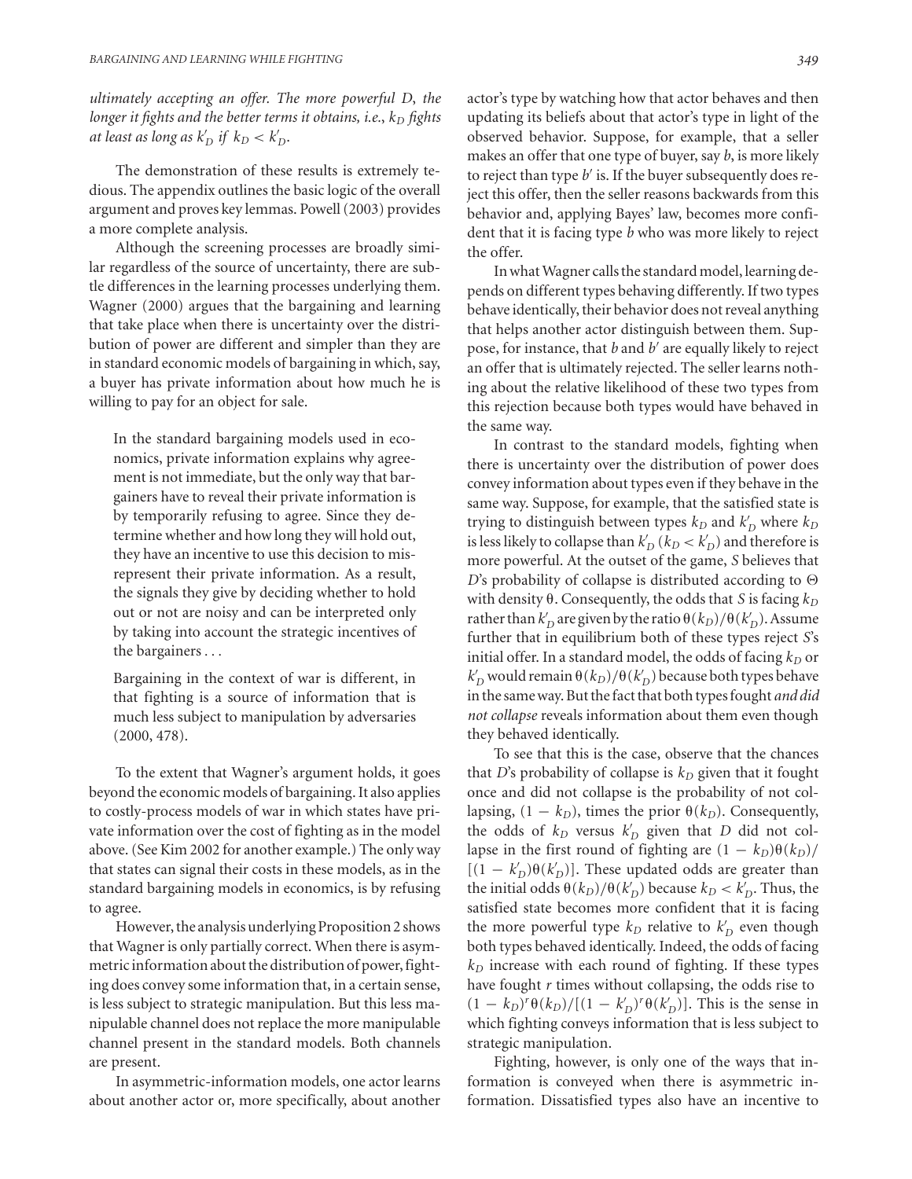*ultimately accepting an offer. The more powerful D, the longer it fights and the better terms it obtains, i.e., $k_D$ fights at least as long as $k'_D$ if $k_D < k'_D$.*

The demonstration of these results is extremely tedious. The appendix outlines the basic logic of the overall argument and proves key lemmas. Powell (2003) provides a more complete analysis.

Although the screening processes are broadly similar regardless of the source of uncertainty, there are subtle differences in the learning processes underlying them. Wagner (2000) argues that the bargaining and learning that take place when there is uncertainty over the distribution of power are different and simpler than they are in standard economic models of bargaining in which, say, a buyer has private information about how much he is willing to pay for an object for sale.

> In the standard bargaining models used in economics, private information explains why agreement is not immediate, but the only way that bargainers have to reveal their private information is by temporarily refusing to agree. Since they determine whether and how long they will hold out, they have an incentive to use this decision to misrepresent their private information. As a result, the signals they give by deciding whether to hold out or not are noisy and can be interpreted only by taking into account the strategic incentives of the bargainers . . .
>
> Bargaining in the context of war is different, in that fighting is a source of information that is much less subject to manipulation by adversaries (2000, 478).

To the extent that Wagner's argument holds, it goes beyond the economic models of bargaining. It also applies to costly-process models of war in which states have private information over the cost of fighting as in the model above. (See Kim 2002 for another example.) The only way that states can signal their costs in these models, as in the standard bargaining models in economics, is by refusing to agree.

However, the analysis underlying Proposition 2 shows that Wagner is only partially correct. When there is asymmetric information about the distribution of power, fighting does convey some information that, in a certain sense, is less subject to strategic manipulation. But this less manipulable channel does not replace the more manipulable channel present in the standard models. Both channels are present.

In asymmetric-information models, one actor learns about another actor or, more specifically, about another actor's type by watching how that actor behaves and then updating its beliefs about that actor's type in light of the observed behavior. Suppose, for example, that a seller makes an offer that one type of buyer, say $b$, is more likely to reject than type $b'$ is. If the buyer subsequently does reject this offer, then the seller reasons backwards from this behavior and, applying Bayes' law, becomes more confident that it is facing type $b$ who was more likely to reject the offer.

In what Wagner calls the standard model, learning depends on different types behaving differently. If two types behave identically, their behavior does not reveal anything that helps another actor distinguish between them. Suppose, for instance, that $b$ and $b'$ are equally likely to reject an offer that is ultimately rejected. The seller learns nothing about the relative likelihood of these two types from this rejection because both types would have behaved in the same way.

In contrast to the standard models, fighting when there is uncertainty over the distribution of power does convey information about types even if they behave in the same way. Suppose, for example, that the satisfied state is trying to distinguish between types $k_D$ and $k'_D$ where $k_D$ is less likely to collapse than $k'_D$ ($k_D < k'_D$) and therefore is more powerful. At the outset of the game, $S$ believes that $D$'s probability of collapse is distributed according to $\Theta$ with density $\theta$. Consequently, the odds that $S$ is facing $k_D$ rather than $k'_D$ are given by the ratio $\theta(k_D)/\theta(k'_D)$. Assume further that in equilibrium both of these types reject $S$'s initial offer. In a standard model, the odds of facing $k_D$ or $k'_D$ would remain $\theta(k_D)/\theta(k'_D)$ because both types behave in the same way. But the fact that both types fought *and did not collapse* reveals information about them even though they behaved identically.

To see that this is the case, observe that the chances that $D$'s probability of collapse is $k_D$ given that it fought once and did not collapse is the probability of not collapsing, $(1 - k_D)$, times the prior $\theta(k_D)$. Consequently, the odds of $k_D$ versus $k'_D$ given that $D$ did not collapse in the first round of fighting are $(1 - k_D)\theta(k_D)/[(1 - k'_D)\theta(k'_D)]$. These updated odds are greater than the initial odds $\theta(k_D)/\theta(k'_D)$ because $k_D < k'_D$. Thus, the satisfied state becomes more confident that it is facing the more powerful type $k_D$ relative to $k'_D$ even though both types behaved identically. Indeed, the odds of facing $k_D$ increase with each round of fighting. If these types have fought $r$ times without collapsing, the odds rise to $(1 - k_D)^r\theta(k_D)/[(1 - k'_D)^r\theta(k'_D)]$. This is the sense in which fighting conveys information that is less subject to strategic manipulation.

Fighting, however, is only one of the ways that information is conveyed when there is asymmetric information. Dissatisfied types also have an incentive to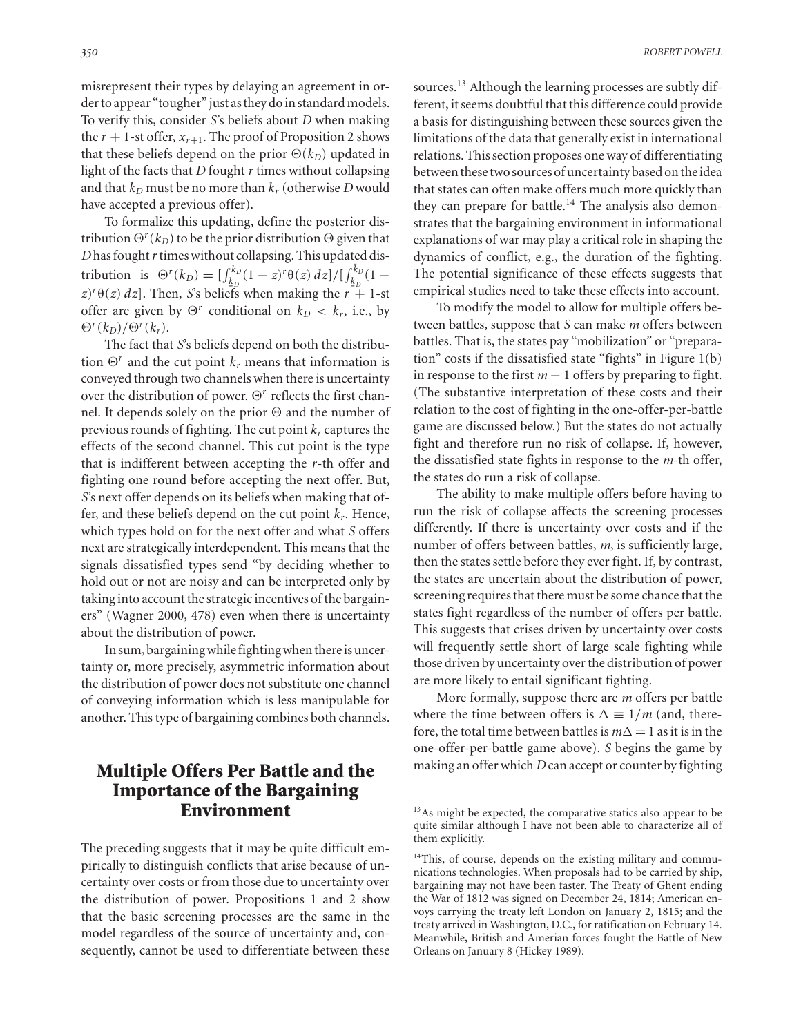misrepresent their types by delaying an agreement in order to appear "tougher" just as they do in standard models. To verify this, consider $S$'s beliefs about $D$ when making the $r+1$-st offer, $x_{r+1}$. The proof of Proposition 2 shows that these beliefs depend on the prior $\Theta(k_D)$ updated in light of the facts that $D$ fought $r$ times without collapsing and that $k_D$ must be no more than $k_r$ (otherwise $D$ would have accepted a previous offer).

To formalize this updating, define the posterior distribution $\Theta^r(k_D)$ to be the prior distribution $\Theta$ given that $D$ has fought $r$ times without collapsing. This updated distribution is $\Theta^r(k_D) = [\int_{\underline{k}_D}^{k_D}(1-z)^r\theta(z)\,dz]/[\int_{\underline{k}_D}^{\bar{k}_D}(1-z)^r\theta(z)\,dz]$. Then, $S$'s beliefs when making the $r+1$-st offer are given by $\Theta^r$ conditional on $k_D < k_r$, i.e., by $\Theta^r(k_D)/\Theta^r(k_r)$.

The fact that $S$'s beliefs depend on both the distribution $\Theta^r$ and the cut point $k_r$ means that information is conveyed through two channels when there is uncertainty over the distribution of power. $\Theta^r$ reflects the first channel. It depends solely on the prior $\Theta$ and the number of previous rounds of fighting. The cut point $k_r$ captures the effects of the second channel. This cut point is the type that is indifferent between accepting the $r$-th offer and fighting one round before accepting the next offer. But, $S$'s next offer depends on its beliefs when making that offer, and these beliefs depend on the cut point $k_r$. Hence, which types hold on for the next offer and what $S$ offers next are strategically interdependent. This means that the signals dissatisfied types send "by deciding whether to hold out or not are noisy and can be interpreted only by taking into account the strategic incentives of the bargainers" (Wagner 2000, 478) even when there is uncertainty about the distribution of power.

In sum, bargaining while fighting when there is uncertainty or, more precisely, asymmetric information about the distribution of power does not substitute one channel of conveying information which is less manipulable for another. This type of bargaining combines both channels.

## Multiple Offers Per Battle and the Importance of the Bargaining Environment

The preceding suggests that it may be quite difficult empirically to distinguish conflicts that arise because of uncertainty over costs or from those due to uncertainty over the distribution of power. Propositions 1 and 2 show that the basic screening processes are the same in the model regardless of the source of uncertainty and, consequently, cannot be used to differentiate between these sources.[13] Although the learning processes are subtly different, it seems doubtful that this difference could provide a basis for distinguishing between these sources given the limitations of the data that generally exist in international relations. This section proposes one way of differentiating between these two sources of uncertainty based on the idea that states can often make offers much more quickly than they can prepare for battle.[14] The analysis also demonstrates that the bargaining environment in informational explanations of war may play a critical role in shaping the dynamics of conflict, e.g., the duration of the fighting. The potential significance of these effects suggests that empirical studies need to take these effects into account.

To modify the model to allow for multiple offers between battles, suppose that $S$ can make $m$ offers between battles. That is, the states pay "mobilization" or "preparation" costs if the dissatisfied state "fights" in Figure 1(b) in response to the first $m-1$ offers by preparing to fight. (The substantive interpretation of these costs and their relation to the cost of fighting in the one-offer-per-battle game are discussed below.) But the states do not actually fight and therefore run no risk of collapse. If, however, the dissatisfied state fights in response to the $m$-th offer, the states do run a risk of collapse.

The ability to make multiple offers before having to run the risk of collapse affects the screening processes differently. If there is uncertainty over costs and if the number of offers between battles, $m$, is sufficiently large, then the states settle before they ever fight. If, by contrast, the states are uncertain about the distribution of power, screening requires that there must be some chance that the states fight regardless of the number of offers per battle. This suggests that crises driven by uncertainty over costs will frequently settle short of large scale fighting while those driven by uncertainty over the distribution of power are more likely to entail significant fighting.

More formally, suppose there are $m$ offers per battle where the time between offers is $\Delta \equiv 1/m$ (and, therefore, the total time between battles is $m\Delta = 1$ as it is in the one-offer-per-battle game above). $S$ begins the game by making an offer which $D$ can accept or counter by fighting

[13] As might be expected, the comparative statics also appear to be quite similar although I have not been able to characterize all of them explicitly.

[14] This, of course, depends on the existing military and communications technologies. When proposals had to be carried by ship, bargaining may not have been faster. The Treaty of Ghent ending the War of 1812 was signed on December 24, 1814; American envoys carrying the treaty left London on January 2, 1815; and the treaty arrived in Washington, D.C., for ratification on February 14. Meanwhile, British and Amerian forces fought the Battle of New Orleans on January 8 (Hickey 1989).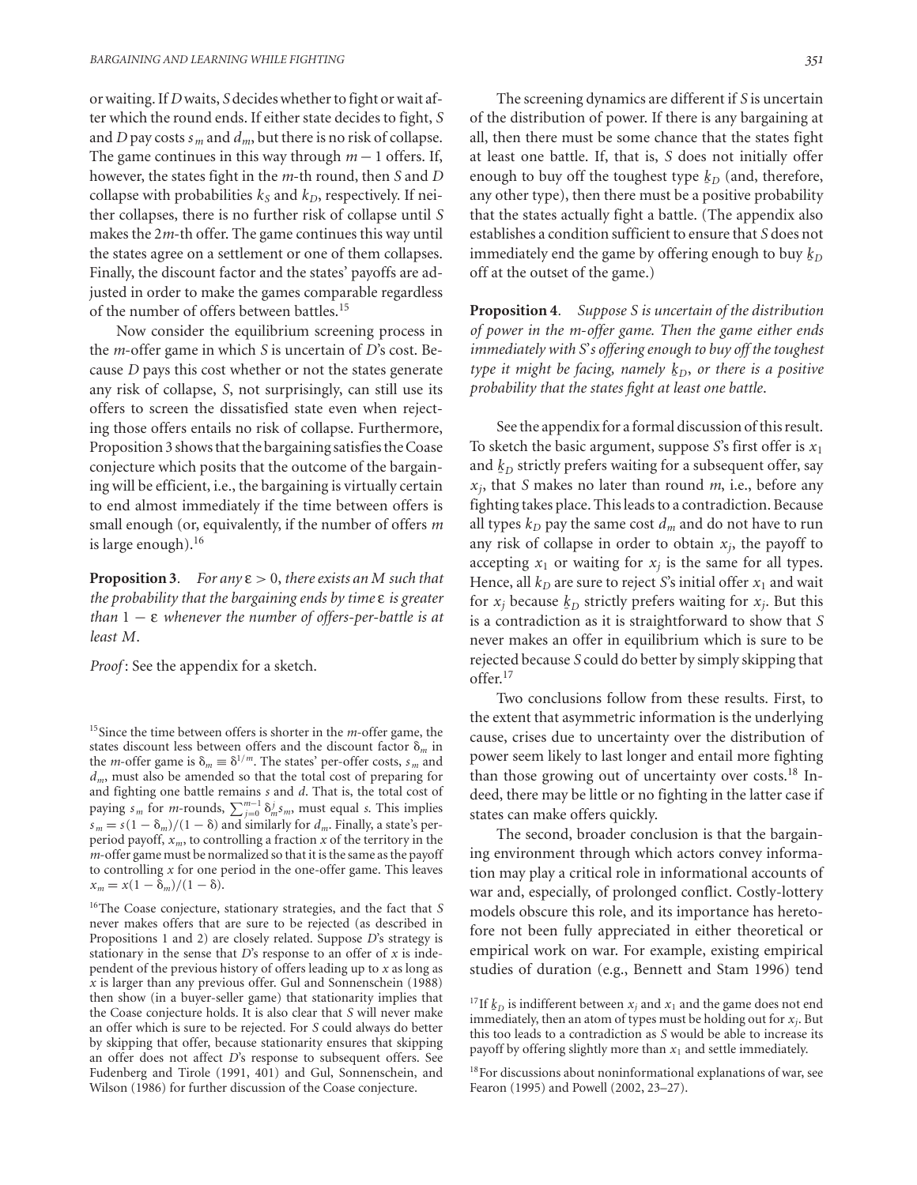or waiting. If $D$ waits, $S$ decides whether to fight or wait after which the round ends. If either state decides to fight, $S$ and $D$ pay costs $s_m$ and $d_m$, but there is no risk of collapse. The game continues in this way through $m - 1$ offers. If, however, the states fight in the $m$-th round, then $S$ and $D$ collapse with probabilities $k_S$ and $k_D$, respectively. If neither collapses, there is no further risk of collapse until $S$ makes the $2m$-th offer. The game continues this way until the states agree on a settlement or one of them collapses. Finally, the discount factor and the states' payoffs are adjusted in order to make the games comparable regardless of the number of offers between battles.[15]

Now consider the equilibrium screening process in the $m$-offer game in which $S$ is uncertain of $D$'s cost. Because $D$ pays this cost whether or not the states generate any risk of collapse, $S$, not surprisingly, can still use its offers to screen the dissatisfied state even when rejecting those offers entails no risk of collapse. Furthermore, Proposition 3 shows that the bargaining satisfies the Coase conjecture which posits that the outcome of the bargaining will be efficient, i.e., the bargaining is virtually certain to end almost immediately if the time between offers is small enough (or, equivalently, if the number of offers $m$ is large enough).[16]

**Proposition 3**. *For any $\varepsilon > 0$, there exists an $M$ such that the probability that the bargaining ends by time $\varepsilon$ is greater than $1 - \varepsilon$ whenever the number of offers-per-battle is at least $M$.*

*Proof*: See the appendix for a sketch.

The screening dynamics are different if $S$ is uncertain of the distribution of power. If there is any bargaining at all, then there must be some chance that the states fight at least one battle. If, that is, $S$ does not initially offer enough to buy off the toughest type $\underline{k}_D$ (and, therefore, any other type), then there must be a positive probability that the states actually fight a battle. (The appendix also establishes a condition sufficient to ensure that $S$ does not immediately end the game by offering enough to buy $\underline{k}_D$ off at the outset of the game.)

**Proposition 4**. *Suppose $S$ is uncertain of the distribution of power in the $m$-offer game. Then the game either ends immediately with $S$'s offering enough to buy off the toughest type it might be facing, namely $\underline{k}_D$, or there is a positive probability that the states fight at least one battle.*

See the appendix for a formal discussion of this result. To sketch the basic argument, suppose $S$'s first offer is $x_1$ and $\underline{k}_D$ strictly prefers waiting for a subsequent offer, say $x_j$, that $S$ makes no later than round $m$, i.e., before any fighting takes place. This leads to a contradiction. Because all types $k_D$ pay the same cost $d_m$ and do not have to run any risk of collapse in order to obtain $x_j$, the payoff to accepting $x_1$ or waiting for $x_j$ is the same for all types. Hence, all $k_D$ are sure to reject $S$'s initial offer $x_1$ and wait for $x_j$ because $\underline{k}_D$ strictly prefers waiting for $x_j$. But this is a contradiction as it is straightforward to show that $S$ never makes an offer in equilibrium which is sure to be rejected because $S$ could do better by simply skipping that offer.[17]

Two conclusions follow from these results. First, to the extent that asymmetric information is the underlying cause, crises due to uncertainty over the distribution of power seem likely to last longer and entail more fighting than those growing out of uncertainty over costs.[18] Indeed, there may be little or no fighting in the latter case if states can make offers quickly.

The second, broader conclusion is that the bargaining environment through which actors convey information may play a critical role in informational accounts of war and, especially, of prolonged conflict. Costly-lottery models obscure this role, and its importance has heretofore not been fully appreciated in either theoretical or empirical work on war. For example, existing empirical studies of duration (e.g., Bennett and Stam 1996) tend

[15] Since the time between offers is shorter in the $m$-offer game, the states discount less between offers and the discount factor $\delta_m$ in the $m$-offer game is $\delta_m \equiv \delta^{1/m}$. The states' per-offer costs, $s_m$ and $d_m$, must also be amended so that the total cost of preparing for and fighting one battle remains $s$ and $d$. That is, the total cost of paying $s_m$ for $m$-rounds, $\sum_{j=0}^{m-1} \delta_m^j s_m$, must equal $s$. This implies $s_m = s(1 - \delta_m)/(1 - \delta)$ and similarly for $d_m$. Finally, a state's per-period payoff, $x_m$, to controlling a fraction $x$ of the territory in the $m$-offer game must be normalized so that it is the same as the payoff to controlling $x$ for one period in the one-offer game. This leaves $x_m = x(1 - \delta_m)/(1 - \delta)$.

[16] The Coase conjecture, stationary strategies, and the fact that $S$ never makes offers that are sure to be rejected (as described in Propositions 1 and 2) are closely related. Suppose $D$'s strategy is stationary in the sense that $D$'s response to an offer of $x$ is independent of the previous history of offers leading up to $x$ as long as $x$ is larger than any previous offer. Gul and Sonnenschein (1988) then show (in a buyer-seller game) that stationarity implies that the Coase conjecture holds. It is also clear that $S$ will never make an offer which is sure to be rejected. For $S$ could always do better by skipping that offer, because stationarity ensures that skipping an offer does not affect $D$'s response to subsequent offers. See Fudenberg and Tirole (1991, 401) and Gul, Sonnenschein, and Wilson (1986) for further discussion of the Coase conjecture.

[17] If $\underline{k}_D$ is indifferent between $x_j$ and $x_1$ and the game does not end immediately, then an atom of types must be holding out for $x_j$. But this too leads to a contradiction as $S$ would be able to increase its payoff by offering slightly more than $x_1$ and settle immediately.

[18] For discussions about noninformational explanations of war, see Fearon (1995) and Powell (2002, 23–27).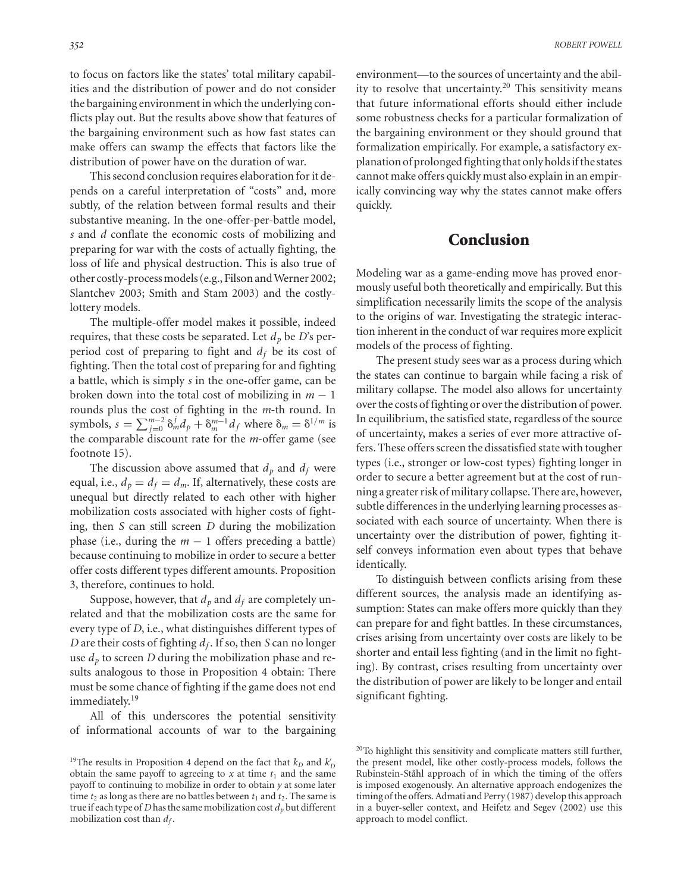to focus on factors like the states' total military capabilities and the distribution of power and do not consider the bargaining environment in which the underlying conflicts play out. But the results above show that features of the bargaining environment such as how fast states can make offers can swamp the effects that factors like the distribution of power have on the duration of war.

This second conclusion requires elaboration for it depends on a careful interpretation of "costs" and, more subtly, of the relation between formal results and their substantive meaning. In the one-offer-per-battle model, $s$ and $d$ conflate the economic costs of mobilizing and preparing for war with the costs of actually fighting, the loss of life and physical destruction. This is also true of other costly-process models (e.g., Filson and Werner 2002; Slantchev 2003; Smith and Stam 2003) and the costly-lottery models.

The multiple-offer model makes it possible, indeed requires, that these costs be separated. Let $d_p$ be $D$'s per-period cost of preparing to fight and $d_f$ be its cost of fighting. Then the total cost of preparing for and fighting a battle, which is simply $s$ in the one-offer game, can be broken down into the total cost of mobilizing in $m - 1$ rounds plus the cost of fighting in the $m$-th round. In symbols, $s = \sum_{j=0}^{m-2} \delta_m^j d_p + \delta_m^{m-1} d_f$ where $\delta_m = \delta^{1/m}$ is the comparable discount rate for the $m$-offer game (see footnote 15).

The discussion above assumed that $d_p$ and $d_f$ were equal, i.e., $d_p = d_f = d_m$. If, alternatively, these costs are unequal but directly related to each other with higher mobilization costs associated with higher costs of fighting, then $S$ can still screen $D$ during the mobilization phase (i.e., during the $m - 1$ offers preceding a battle) because continuing to mobilize in order to secure a better offer costs different types different amounts. Proposition 3, therefore, continues to hold.

Suppose, however, that $d_p$ and $d_f$ are completely unrelated and that the mobilization costs are the same for every type of $D$, i.e., what distinguishes different types of $D$ are their costs of fighting $d_f$. If so, then $S$ can no longer use $d_p$ to screen $D$ during the mobilization phase and results analogous to those in Proposition 4 obtain: There must be some chance of fighting if the game does not end immediately.[19]

All of this underscores the potential sensitivity of informational accounts of war to the bargaining environment—to the sources of uncertainty and the ability to resolve that uncertainty.[20] This sensitivity means that future informational efforts should either include some robustness checks for a particular formalization of the bargaining environment or they should ground that formalization empirically. For example, a satisfactory explanation of prolonged fighting that only holds if the states cannot make offers quickly must also explain in an empirically convincing way why the states cannot make offers quickly.

## Conclusion

Modeling war as a game-ending move has proved enormously useful both theoretically and empirically. But this simplification necessarily limits the scope of the analysis to the origins of war. Investigating the strategic interaction inherent in the conduct of war requires more explicit models of the process of fighting.

The present study sees war as a process during which the states can continue to bargain while facing a risk of military collapse. The model also allows for uncertainty over the costs of fighting or over the distribution of power. In equilibrium, the satisfied state, regardless of the source of uncertainty, makes a series of ever more attractive offers. These offers screen the dissatisfied state with tougher types (i.e., stronger or low-cost types) fighting longer in order to secure a better agreement but at the cost of running a greater risk of military collapse. There are, however, subtle differences in the underlying learning processes associated with each source of uncertainty. When there is uncertainty over the distribution of power, fighting itself conveys information even about types that behave identically.

To distinguish between conflicts arising from these different sources, the analysis made an identifying assumption: States can make offers more quickly than they can prepare for and fight battles. In these circumstances, crises arising from uncertainty over costs are likely to be shorter and entail less fighting (and in the limit no fighting). By contrast, crises resulting from uncertainty over the distribution of power are likely to be longer and entail significant fighting.

[19]The results in Proposition 4 depend on the fact that $k_D$ and $k_D'$ obtain the same payoff to agreeing to $x$ at time $t_1$ and the same payoff to continuing to mobilize in order to obtain $y$ at some later time $t_2$ as long as there are no battles between $t_1$ and $t_2$. The same is true if each type of $D$ has the same mobilization cost $d_p$ but different mobilization cost than $d_f$.

[20]To highlight this sensitivity and complicate matters still further, the present model, like other costly-process models, follows the Rubinstein-Ståhl approach of in which the timing of the offers is imposed exogenously. An alternative approach endogenizes the timing of the offers. Admati and Perry (1987) develop this approach in a buyer-seller context, and Heifetz and Segev (2002) use this approach to model conflict.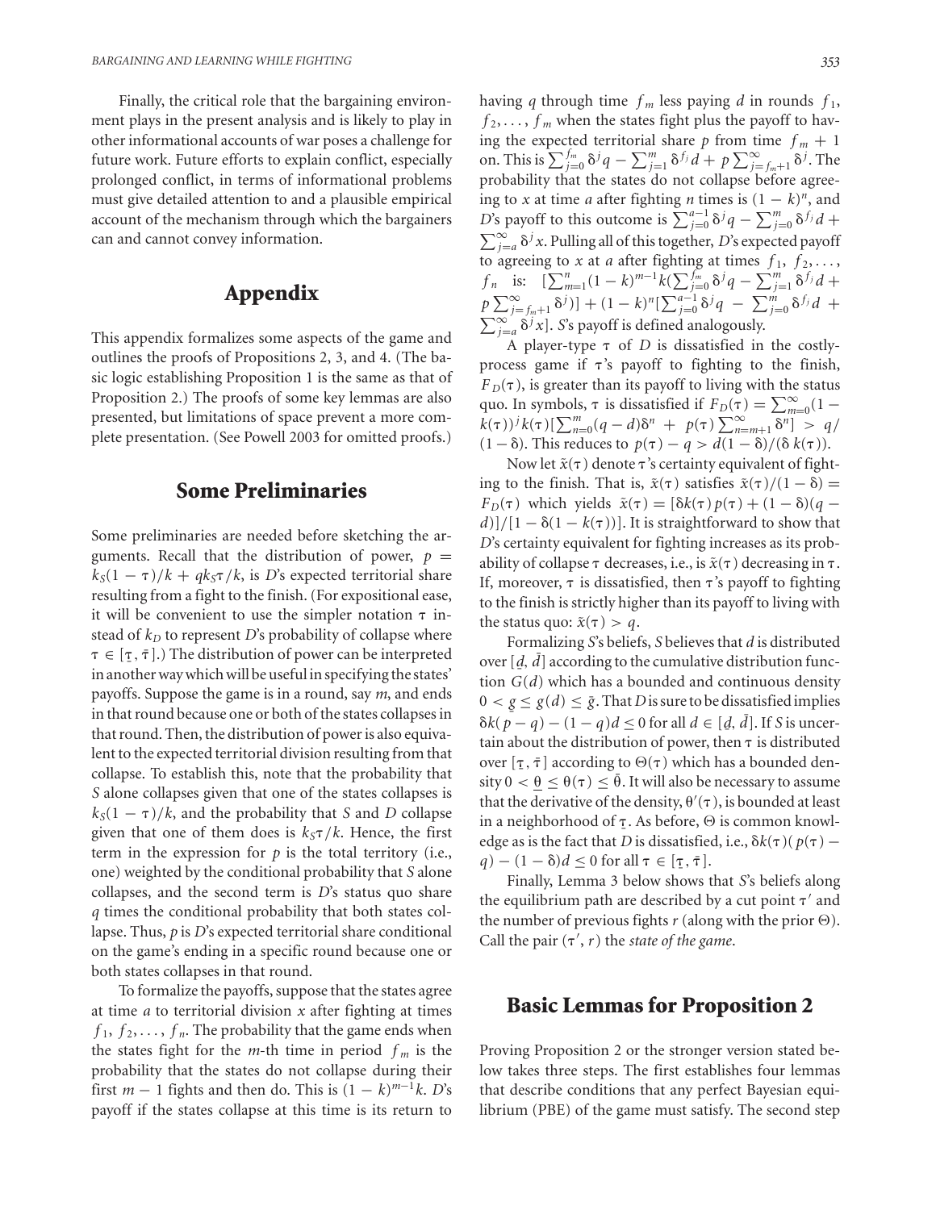Finally, the critical role that the bargaining environment plays in the present analysis and is likely to play in other informational accounts of war poses a challenge for future work. Future efforts to explain conflict, especially prolonged conflict, in terms of informational problems must give detailed attention to and a plausible empirical account of the mechanism through which the bargainers can and cannot convey information.

## Appendix

This appendix formalizes some aspects of the game and outlines the proofs of Propositions 2, 3, and 4. (The basic logic establishing Proposition 1 is the same as that of Proposition 2.) The proofs of some key lemmas are also presented, but limitations of space prevent a more complete presentation. (See Powell 2003 for omitted proofs.)

## Some Preliminaries

Some preliminaries are needed before sketching the arguments. Recall that the distribution of power, $p = k_S(1-\tau)/k + qk_S\tau/k$, is $D$'s expected territorial share resulting from a fight to the finish. (For expositional ease, it will be convenient to use the simpler notation $\tau$ instead of $k_D$ to represent $D$'s probability of collapse where $\tau \in [\underline{\tau}, \bar{\tau}]$.) The distribution of power can be interpreted in another way which will be useful in specifying the states' payoffs. Suppose the game is in a round, say $m$, and ends in that round because one or both of the states collapses in that round. Then, the distribution of power is also equivalent to the expected territorial division resulting from that collapse. To establish this, note that the probability that $S$ alone collapses given that one of the states collapses is $k_S(1-\tau)/k$, and the probability that $S$ and $D$ collapse given that one of them does is $k_S\tau/k$. Hence, the first term in the expression for $p$ is the total territory (i.e., one) weighted by the conditional probability that $S$ alone collapses, and the second term is $D$'s status quo share $q$ times the conditional probability that both states collapse. Thus, $p$ is $D$'s expected territorial share conditional on the game's ending in a specific round because one or both states collapses in that round.

To formalize the payoffs, suppose that the states agree at time $a$ to territorial division $x$ after fighting at times $f_1, f_2, \ldots, f_n$. The probability that the game ends when the states fight for the $m$-th time in period $f_m$ is the probability that the states do not collapse during their first $m-1$ fights and then do. This is $(1-k)^{m-1}k$. $D$'s payoff if the states collapse at this time is its return to having $q$ through time $f_m$ less paying $d$ in rounds $f_1, f_2, \ldots, f_m$ when the states fight plus the payoff to having the expected territorial share $p$ from time $f_m + 1$ on. This is $\sum_{j=0}^{f_m} \delta^j q - \sum_{j=1}^{m} \delta^{f_j} d + p\sum_{j=f_m+1}^{\infty} \delta^j$. The probability that the states do not collapse before agreeing to $x$ at time $a$ after fighting $n$ times is $(1-k)^n$, and $D$'s payoff to this outcome is $\sum_{j=0}^{a-1} \delta^j q - \sum_{j=0}^{m} \delta^{f_j} d + \sum_{j=a}^{\infty} \delta^j x$. Pulling all of this together, $D$'s expected payoff to agreeing to $x$ at $a$ after fighting at times $f_1, f_2, \ldots, f_n$ is: $[\sum_{m=1}^{n}(1-k)^{m-1}k(\sum_{j=0}^{f_m}\delta^j q - \sum_{j=1}^{m}\delta^{f_j} d + p\sum_{j=f_m+1}^{\infty}\delta^j)] + (1-k)^n[\sum_{j=0}^{a-1}\delta^j q - \sum_{j=0}^{m}\delta^{f_j} d + \sum_{j=a}^{\infty}\delta^j x]$. $S$'s payoff is defined analogously.

A player-type $\tau$ of $D$ is dissatisfied in the costly-process game if $\tau$'s payoff to fighting to the finish, $F_D(\tau)$, is greater than its payoff to living with the status quo. In symbols, $\tau$ is dissatisfied if $F_D(\tau) = \sum_{m=0}^{\infty}(1-k(\tau))^j k(\tau)[\sum_{n=0}^{m}(q-d)\delta^n + p(\tau)\sum_{n=m+1}^{\infty}\delta^n] > q/(1-\delta)$. This reduces to $p(\tau) - q > d(1-\delta)/(\delta\, k(\tau))$.

Now let $\tilde{x}(\tau)$ denote $\tau$'s certainty equivalent of fighting to the finish. That is, $\tilde{x}(\tau)$ satisfies $\tilde{x}(\tau)/(1-\delta) = F_D(\tau)$ which yields $\tilde{x}(\tau) = [\delta k(\tau)p(\tau) + (1-\delta)(q-d)]/[1-\delta(1-k(\tau))]$. It is straightforward to show that $D$'s certainty equivalent for fighting increases as its probability of collapse $\tau$ decreases, i.e., is $\tilde{x}(\tau)$ decreasing in $\tau$. If, moreover, $\tau$ is dissatisfied, then $\tau$'s payoff to fighting to the finish is strictly higher than its payoff to living with the status quo: $\tilde{x}(\tau) > q$.

Formalizing $S$'s beliefs, $S$ believes that $d$ is distributed over $[\underline{d}, \bar{d}]$ according to the cumulative distribution function $G(d)$ which has a bounded and continuous density $0 < \underline{g} \le g(d) \le \bar{g}$. That $D$ is sure to be dissatisfied implies $\delta k(p-q) - (1-q)d \le 0$ for all $d \in [\underline{d}, \bar{d}]$. If $S$ is uncertain about the distribution of power, then $\tau$ is distributed over $[\underline{\tau}, \bar{\tau}]$ according to $\Theta(\tau)$ which has a bounded density $0 < \underline{\theta} \le \theta(\tau) \le \bar{\theta}$. It will also be necessary to assume that the derivative of the density, $\theta'(\tau)$, is bounded at least in a neighborhood of $\underline{\tau}$. As before, $\Theta$ is common knowledge as is the fact that $D$ is dissatisfied, i.e., $\delta k(\tau)(p(\tau) - q) - (1-\delta)d \le 0$ for all $\tau \in [\underline{\tau}, \bar{\tau}]$.

Finally, Lemma 3 below shows that $S$'s beliefs along the equilibrium path are described by a cut point $\tau'$ and the number of previous fights $r$ (along with the prior $\Theta$). Call the pair $(\tau', r)$ the *state of the game*.

## Basic Lemmas for Proposition 2

Proving Proposition 2 or the stronger version stated below takes three steps. The first establishes four lemmas that describe conditions that any perfect Bayesian equilibrium (PBE) of the game must satisfy. The second step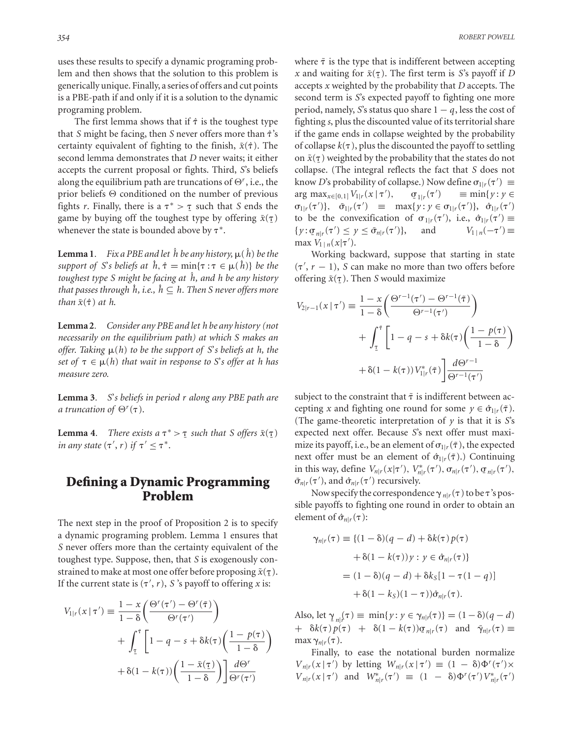uses these results to specify a dynamic programing problem and then shows that the solution to this problem is generically unique. Finally, a series of offers and cut points is a PBE-path if and only if it is a solution to the dynamic programing problem.

The first lemma shows that if $\hat{\tau}$ is the toughest type that $S$ might be facing, then $S$ never offers more than $\hat{\tau}$'s certainty equivalent of fighting to the finish, $\tilde{x}(\hat{\tau})$. The second lemma demonstrates that $D$ never waits; it either accepts the current proposal or fights. Third, $S$'s beliefs along the equilibrium path are truncations of $\Theta^r$, i.e., the prior beliefs $\Theta$ conditioned on the number of previous fights $r$. Finally, there is a $\tau^* > \underline{\tau}$ such that $S$ ends the game by buying off the toughest type by offering $\tilde{x}(\underline{\tau})$ whenever the state is bounded above by $\tau^*$.

**Lemma 1**. *Fix a PBE and let $\hat{h}$ be any history, $\mu(\hat{h})$ be the support of $S$'s beliefs at $\hat{h}$, $\hat{\tau} = \min\{\tau : \tau \in \mu(\hat{h})\}$ be the toughest type $S$ might be facing at $\hat{h}$, and $h$ be any history that passes through $\hat{h}$, i.e., $\hat{h} \subseteq h$. Then $S$ never offers more than $\tilde{x}(\hat{\tau})$ at $h$.*

**Lemma 2**. *Consider any PBE and let $h$ be any history (not necessarily on the equilibrium path) at which $S$ makes an offer. Taking $\mu(h)$ to be the support of $S$'s beliefs at $h$, the set of $\tau \in \mu(h)$ that wait in response to $S$'s offer at $h$ has measure zero.*

**Lemma 3**. *$S$'s beliefs in period $r$ along any PBE path are a truncation of $\Theta^r(\tau)$.*

**Lemma 4**. *There exists a $\tau^* > \underline{\tau}$ such that $S$ offers $\tilde{x}(\underline{\tau})$ in any state $(\tau', r)$ if $\tau' \leq \tau^*$.*

## Defining a Dynamic Programming Problem

The next step in the proof of Proposition 2 is to specify a dynamic programing problem. Lemma 1 ensures that $S$ never offers more than the certainty equivalent of the toughest type. Suppose, then, that $S$ is exogenously constrained to make at most one offer before proposing $\tilde{x}(\underline{\tau})$. If the current state is $(\tau', r)$, $S$'s payoff to offering $x$ is:

$$V_{1|r}(x \mid \tau') \equiv \frac{1-x}{1-\delta}\left(\frac{\Theta^r(\tau') - \Theta^r(\tilde{\tau})}{\Theta^r(\tau')}\right) + \int_{\underline{\tau}}^{\tilde{\tau}} \left[1 - q - s + \delta k(\tau)\left(\frac{1-p(\tau)}{1-\delta}\right) + \delta(1-k(\tau))\left(\frac{1-\tilde{x}(\underline{\tau})}{1-\delta}\right)\right] \frac{d\Theta^r}{\Theta^r(\tau')}$$

where $\tilde{\tau}$ is the type that is indifferent between accepting $x$ and waiting for $\tilde{x}(\underline{\tau})$. The first term is $S$'s payoff if $D$ accepts $x$ weighted by the probability that $D$ accepts. The second term is $S$'s expected payoff to fighting one more period, namely, $S$'s status quo share $1-q$, less the cost of fighting $s$, plus the discounted value of its territorial share if the game ends in collapse weighted by the probability of collapse $k(\tau)$, plus the discounted the payoff to settling on $\tilde{x}(\underline{\tau})$ weighted by the probability that the states do not collapse. (The integral reflects the fact that $S$ does not know $D$'s probability of collapse.) Now define $\sigma_{1|r}(\tau') \equiv \arg\max_{x \in [0,1]} V_{1|r}(x \mid \tau')$, $\underline{\sigma}_{1|r}(\tau') \equiv \min\{y : y \in \sigma_{1|r}(\tau')\}$, $\bar{\sigma}_{1|r}(\tau') \equiv \max\{y : y \in \sigma_{1|r}(\tau')\}$, $\hat{\sigma}_{1|r}(\tau')$ to be the convexification of $\sigma_{1|r}(\tau')$, i.e., $\hat{\sigma}_{1|r}(\tau') \equiv \{y : \underline{\sigma}_{n|r}(\tau') \leq y \leq \bar{\sigma}_{n|r}(\tau')\}$, and $V_{1|n}(-\tau') \equiv \max V_{1|n}(x|\tau')$.

Working backward, suppose that starting in state $(\tau', r-1)$, $S$ can make no more than two offers before offering $\tilde{x}(\underline{\tau})$. Then $S$ would maximize

$$V_{2|r-1}(x \mid \tau') \equiv \frac{1-x}{1-\delta}\left(\frac{\Theta^{r-1}(\tau') - \Theta^{r-1}(\tilde{\tau})}{\Theta^{r-1}(\tau')}\right) + \int_{\underline{\tau}}^{\tilde{\tau}} \left[1 - q - s + \delta k(\tau)\left(\frac{1-p(\tau)}{1-\delta}\right) + \delta(1-k(\tau)) V^*_{1|r}(\tilde{\tau})\right] \frac{d\Theta^{r-1}}{\Theta^{r-1}(\tau')}$$

subject to the constraint that $\tilde{\tau}$ is indifferent between accepting $x$ and fighting one round for some $y \in \hat{\sigma}_{1|r}(\tilde{\tau})$. (The game-theoretic interpretation of $y$ is that it is $S$'s expected next offer. Because $S$'s next offer must maximize its payoff, i.e., be an element of $\sigma_{1|r}(\tilde{\tau})$, the expected next offer must be an element of $\hat{\sigma}_{1|r}(\tilde{\tau})$.) Continuing in this way, define $V_{n|r}(x|\tau')$, $V^*_{n|r}(\tau')$, $\sigma_{n|r}(\tau')$, $\underline{\sigma}_{n|r}(\tau')$, $\bar{\sigma}_{n|r}(\tau')$, and $\hat{\sigma}_{n|r}(\tau')$ recursively.

Now specify the correspondence $\gamma_{n|r}(\tau)$ to be $\tau$'s possible payoffs to fighting one round in order to obtain an element of $\hat{\sigma}_{n|r}(\tau)$:

$$\begin{aligned}
\gamma_{n|r}(\tau) &\equiv \{(1-\delta)(q-d) + \delta k(\tau) p(\tau) + \delta(1-k(\tau))y : y \in \hat{\sigma}_{n|r}(\tau)\} \\
&= (1-\delta)(q-d) + \delta k_S[1 - \tau(1-q)] + \delta(1-k_S)(1-\tau))\hat{\sigma}_{n|r}(\tau).
\end{aligned}$$

Also, let $\underline{\gamma}_{n|r}(\tau) \equiv \min\{y : y \in \gamma_{n|r}(\tau)\} = (1-\delta)(q-d) + \delta k(\tau) p(\tau) + \delta(1-k(\tau))\underline{\sigma}_{n|r}(\tau)$ and $\bar{\gamma}_{n|r}(\tau) \equiv \max \gamma_{n|r}(\tau)$.

Finally, to ease the notational burden normalize $V_{n|r}(x \mid \tau')$ by letting $W_{n|r}(x \mid \tau') \equiv (1-\delta)\Phi^r(\tau') \times V_{n|r}(x \mid \tau')$ and $W^*_{n|r}(\tau') \equiv (1-\delta)\Phi^r(\tau') V^*_{n|r}(\tau')$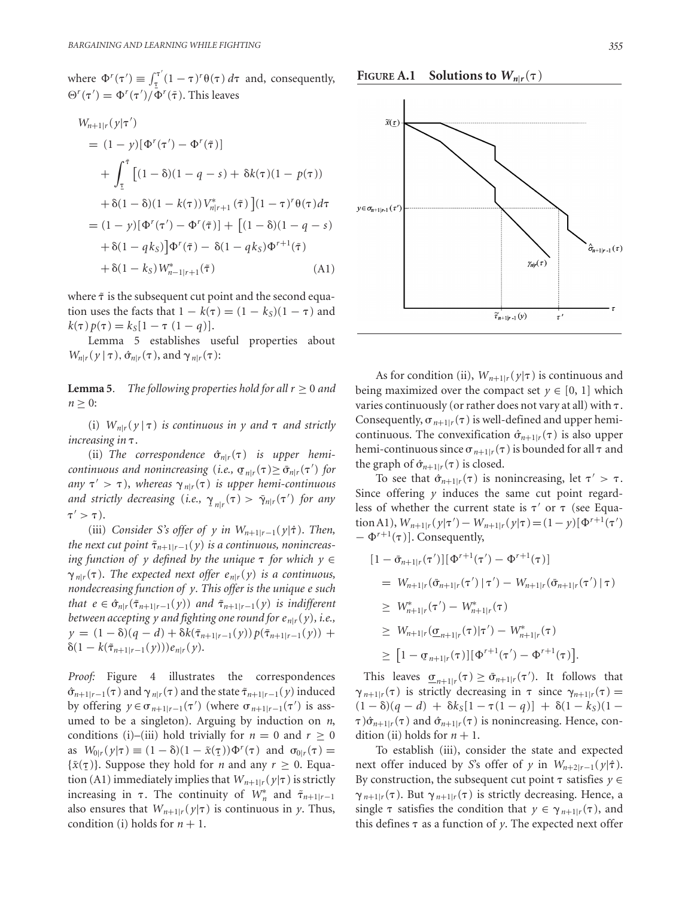where $\Phi^r(\tau') \equiv \int_{\underline{\tau}}^{\tau'} (1-\tau)^r \theta(\tau)\, d\tau$ and, consequently, $\Theta^r(\tau') = \Phi^r(\tau')/\Phi^r(\bar{\tau})$. This leaves

$$
\begin{aligned}
W_{n+1|r}(y|\tau') &= (1-y)[\Phi^r(\tau') - \Phi^r(\tilde{\tau})] \\
&\quad + \int_{\underline{\tau}}^{\tilde{\tau}} \big[(1-\delta)(1-q-s) + \delta k(\tau)(1-p(\tau)) \\
&\quad + \delta(1-\delta)(1-k(\tau))V^*_{n|r+1}(\tilde{\tau})\big](1-\tau)^r \theta(\tau) d\tau \\
&= (1-y)[\Phi^r(\tau') - \Phi^r(\tilde{\tau})] + \big[(1-\delta)(1-q-s) \\
&\quad + \delta(1-qk_S)\big]\Phi^r(\tilde{\tau}) - \delta(1-qk_S)\Phi^{r+1}(\tilde{\tau}) \\
&\quad + \delta(1-k_S)W^*_{n-1|r+1}(\tilde{\tau}) \qquad \text{(A1)}
\end{aligned}
$$

where $\tilde{\tau}$ is the subsequent cut point and the second equation uses the facts that $1-k(\tau) = (1-k_S)(1-\tau)$ and $k(\tau)p(\tau) = k_S[1-\tau(1-q)]$.

Lemma 5 establishes useful properties about $W_{n|r}(y\,|\,\tau)$, $\hat{\sigma}_{n|r}(\tau)$, and $\gamma_{n|r}(\tau)$:

**Lemma 5**. *The following properties hold for all $r \geq 0$ and $n \geq 0$:*

(i) *$W_{n|r}(y\,|\,\tau)$ is continuous in $y$ and $\tau$ and strictly increasing in $\tau$.*

(ii) *The correspondence $\hat{\sigma}_{n|r}(\tau)$ is upper hemi-continuous and nonincreasing (i.e., $\underline{\sigma}_{n|r}(\tau) \geq \bar{\sigma}_{n|r}(\tau')$ for any $\tau' > \tau$), whereas $\gamma_{n|r}(\tau)$ is upper hemi-continuous and strictly decreasing (i.e., $\underline{\gamma}_{n|r}(\tau) > \bar{\gamma}_{n|r}(\tau')$ for any $\tau' > \tau$).*

(iii) *Consider S's offer of $y$ in $W_{n+1|r-1}(y|\hat{\tau})$. Then, the next cut point $\tilde{\tau}_{n+1|r-1}(y)$ is a continuous, nonincreasing function of $y$ defined by the unique $\tau$ for which $y \in \gamma_{n|r}(\tau)$. The expected next offer $e_{n|r}(y)$ is a continuous, nondecreasing function of $y$. This offer is the unique $e$ such that $e \in \hat{\sigma}_{n|r}(\tilde{\tau}_{n+1|r-1}(y))$ and $\tilde{\tau}_{n+1|r-1}(y)$ is indifferent between accepting $y$ and fighting one round for $e_{n|r}(y)$, i.e., $y = (1-\delta)(q-d) + \delta k(\tilde{\tau}_{n+1|r-1}(y))\, p(\tilde{\tau}_{n+1|r-1}(y)) + \delta(1-k(\tilde{\tau}_{n+1|r-1}(y)))e_{n|r}(y)$.*

*Proof:* Figure 4 illustrates the correspondences $\hat{\sigma}_{n+1|r-1}(\tau)$ and $\gamma_{n|r}(\tau)$ and the state $\tilde{\tau}_{n+1|r-1}(y)$ induced by offering $y \in \sigma_{n+1|r-1}(\tau')$ (where $\sigma_{n+1|r-1}(\tau')$ is assumed to be a singleton). Arguing by induction on $n$, conditions (i)–(iii) hold trivially for $n = 0$ and $r \geq 0$ as $W_{0|r}(y|\tau) \equiv (1-\delta)(1-\tilde{x}(\underline{\tau}))\Phi^r(\tau)$ and $\sigma_{0|r}(\tau) = \{\tilde{x}(\underline{\tau})\}$. Suppose they hold for $n$ and any $r \geq 0$. Equation (A1) immediately implies that $W_{n+1|r}(y|\tau)$ is strictly increasing in $\tau$. The continuity of $W^*_n$ and $\tilde{\tau}_{n+1|r-1}$ also ensures that $W_{n+1|r}(y|\tau)$ is continuous in $y$. Thus, condition (i) holds for $n+1$.

**Figure A.1 Solutions to $W_{n|r}(\tau)$**

As for condition (ii), $W_{n+1|r}(y|\tau)$ is continuous and being maximized over the compact set $y \in [0, 1]$ which varies continuously (or rather does not vary at all) with $\tau$. Consequently, $\sigma_{n+1|r}(\tau)$ is well-defined and upper hemi-continuous. The convexification $\hat{\sigma}_{n+1|r}(\tau)$ is also upper hemi-continuous since $\sigma_{n+1|r}(\tau)$ is bounded for all $\tau$ and the graph of $\hat{\sigma}_{n+1|r}(\tau)$ is closed.

To see that $\hat{\sigma}_{n+1|r}(\tau)$ is nonincreasing, let $\tau' > \tau$. Since offering $y$ induces the same cut point regardless of whether the current state is $\tau'$ or $\tau$ (see Equation A1), $W_{n+1|r}(y|\tau') - W_{n+1|r}(y|\tau) = (1-y)[\Phi^{r+1}(\tau') - \Phi^{r+1}(\tau)]$. Consequently,

$$
\begin{aligned}
&[1-\bar{\sigma}_{n+1|r}(\tau')][\Phi^{r+1}(\tau') - \Phi^{r+1}(\tau)] \\
&\quad = W_{n+1|r}(\bar{\sigma}_{n+1|r}(\tau')\,|\,\tau') - W_{n+1|r}(\bar{\sigma}_{n+1|r}(\tau')\,|\,\tau) \\
&\quad \geq W^*_{n+1|r}(\tau') - W^*_{n+1|r}(\tau) \\
&\quad \geq W_{n+1|r}(\underline{\sigma}_{n+1|r}(\tau)|\tau') - W^*_{n+1|r}(\tau) \\
&\quad \geq \big[1-\underline{\sigma}_{n+1|r}(\tau)\big][\Phi^{r+1}(\tau') - \Phi^{r+1}(\tau)].
\end{aligned}
$$

This leaves $\underline{\sigma}_{n+1|r}(\tau) \geq \bar{\sigma}_{n+1|r}(\tau')$. It follows that $\gamma_{n+1|r}(\tau)$ is strictly decreasing in $\tau$ since $\gamma_{n+1|r}(\tau) = (1-\delta)(q-d) + \delta k_S[1-\tau(1-q)] + \delta(1-k_S)(1-\tau)\hat{\sigma}_{n+1|r}(\tau)$ and $\hat{\sigma}_{n+1|r}(\tau)$ is nonincreasing. Hence, condition (ii) holds for $n+1$.

To establish (iii), consider the state and expected next offer induced by S's offer of $y$ in $W_{n+2|r-1}(y|\hat{\tau})$. By construction, the subsequent cut point $\tau$ satisfies $y \in \gamma_{n+1|r}(\tau)$. But $\gamma_{n+1|r}(\tau)$ is strictly decreasing. Hence, a single $\tau$ satisfies the condition that $y \in \gamma_{n+1|r}(\tau)$, and this defines $\tau$ as a function of $y$. The expected next offer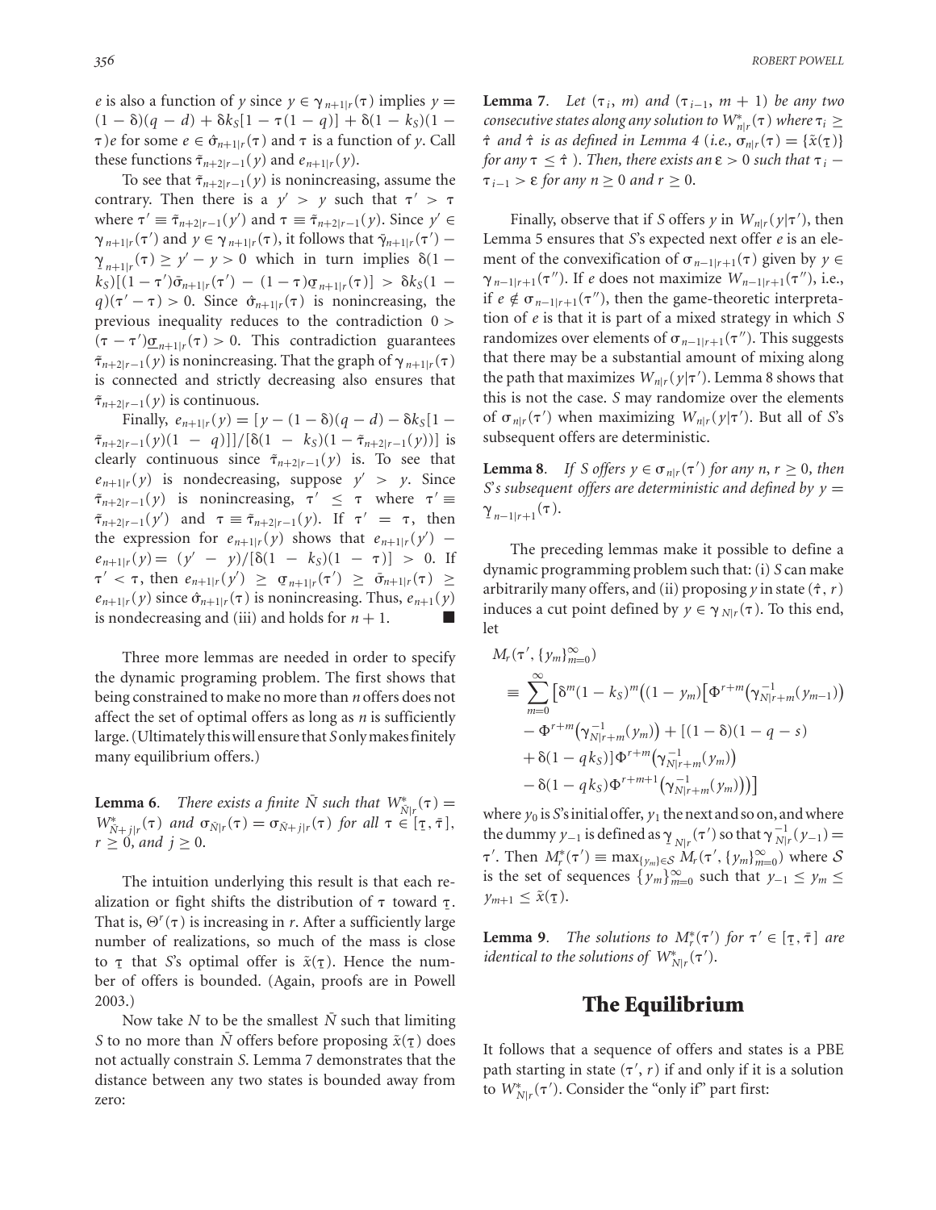$e$ is also a function of $y$ since $y \in \gamma_{n+1|r}(\tau)$ implies $y = (1-\delta)(q-d) + \delta k_S[1 - \tau(1-q)] + \delta(1-k_S)(1-\tau)e$ for some $e \in \hat{\sigma}_{n+1|r}(\tau)$ and $\tau$ is a function of $y$. Call these functions $\tilde{\tau}_{n+2|r-1}(y)$ and $e_{n+1|r}(y)$.

To see that $\tilde{\tau}_{n+2|r-1}(y)$ is nonincreasing, assume the contrary. Then there is a $y' > y$ such that $\tau' > \tau$ where $\tau' \equiv \tilde{\tau}_{n+2|r-1}(y')$ and $\tau \equiv \tilde{\tau}_{n+2|r-1}(y)$. Since $y' \in \gamma_{n+1|r}(\tau')$ and $y \in \gamma_{n+1|r}(\tau)$, it follows that $\bar{\gamma}_{n+1|r}(\tau') - \underline{\gamma}_{n+1|r}(\tau) \geq y' - y > 0$ which in turn implies $\delta(1-k_S)[(1-\tau')\bar{\sigma}_{n+1|r}(\tau') - (1-\tau)\underline{\sigma}_{n+1|r}(\tau)] > \delta k_S(1-q)(\tau' - \tau) > 0$. Since $\hat{\sigma}_{n+1|r}(\tau)$ is nonincreasing, the previous inequality reduces to the contradiction $0 > (\tau - \tau')\underline{\sigma}_{n+1|r}(\tau) > 0$. This contradiction guarantees $\tilde{\tau}_{n+2|r-1}(y)$ is nonincreasing. That the graph of $\gamma_{n+1|r}(\tau)$ is connected and strictly decreasing also ensures that $\tilde{\tau}_{n+2|r-1}(y)$ is continuous.

Finally, $e_{n+1|r}(y) = [y - (1-\delta)(q-d) - \delta k_S[1 - \tilde{\tau}_{n+2|r-1}(y)(1-q)]]/[\delta(1-k_S)(1-\tilde{\tau}_{n+2|r-1}(y))]$ is clearly continuous since $\tilde{\tau}_{n+2|r-1}(y)$ is. To see that $e_{n+1|r}(y)$ is nondecreasing, suppose $y' > y$. Since $\tilde{\tau}_{n+2|r-1}(y)$ is nonincreasing, $\tau' \leq \tau$ where $\tau' \equiv \tilde{\tau}_{n+2|r-1}(y')$ and $\tau \equiv \tilde{\tau}_{n+2|r-1}(y)$. If $\tau' = \tau$, then the expression for $e_{n+1|r}(y)$ shows that $e_{n+1|r}(y') - e_{n+1|r}(y) = (y' - y)/[\delta(1-k_S)(1-\tau)] > 0$. If $\tau' < \tau$, then $e_{n+1|r}(y') \geq \underline{\sigma}_{n+1|r}(\tau') \geq \bar{\sigma}_{n+1|r}(\tau) \geq e_{n+1|r}(y)$ since $\hat{\sigma}_{n+1|r}(\tau)$ is nonincreasing. Thus, $e_{n+1}(y)$ is nondecreasing and (iii) and holds for $n+1$. ■

Three more lemmas are needed in order to specify the dynamic programing problem. The first shows that being constrained to make no more than $n$ offers does not affect the set of optimal offers as long as $n$ is sufficiently large. (Ultimately this will ensure that $S$ only makes finitely many equilibrium offers.)

**Lemma 6**. *There exists a finite $\bar{N}$ such that $W^*_{\bar{N}|r}(\tau) = W^*_{\bar{N}+j|r}(\tau)$ and $\sigma_{\bar{N}|r}(\tau) = \sigma_{\bar{N}+j|r}(\tau)$ for all $\tau \in [\underline{\tau}, \bar{\tau}]$, $r \geq 0$, and $j \geq 0$.*

The intuition underlying this result is that each realization or fight shifts the distribution of $\tau$ toward $\underline{\tau}$. That is, $\Theta^r(\tau)$ is increasing in $r$. After a sufficiently large number of realizations, so much of the mass is close to $\underline{\tau}$ that $S$'s optimal offer is $\tilde{x}(\underline{\tau})$. Hence the number of offers is bounded. (Again, proofs are in Powell 2003.)

Now take $N$ to be the smallest $\bar{N}$ such that limiting $S$ to no more than $\bar{N}$ offers before proposing $\tilde{x}(\underline{\tau})$ does not actually constrain $S$. Lemma 7 demonstrates that the distance between any two states is bounded away from zero:

**Lemma 7**. *Let $(\tau_i, m)$ and $(\tau_{i-1}, m+1)$ be any two consecutive states along any solution to $W^*_{n|r}(\tau)$ where $\tau_i \geq \hat{\tau}$ and $\hat{\tau}$ is as defined in Lemma 4 (i.e., $\sigma_{n|r}(\tau) = \{\tilde{x}(\underline{\tau})\}$ for any $\tau \leq \hat{\tau}$ ). Then, there exists an $\varepsilon > 0$ such that $\tau_i - \tau_{i-1} > \varepsilon$ for any $n \geq 0$ and $r \geq 0$.*

Finally, observe that if $S$ offers $y$ in $W_{n|r}(y|\tau')$, then Lemma 5 ensures that $S$'s expected next offer $e$ is an element of the convexification of $\sigma_{n-1|r+1}(\tau)$ given by $y \in \gamma_{n-1|r+1}(\tau'')$. If $e$ does not maximize $W_{n-1|r+1}(\tau'')$, i.e., if $e \notin \sigma_{n-1|r+1}(\tau'')$, then the game-theoretic interpretation of $e$ is that it is part of a mixed strategy in which $S$ randomizes over elements of $\sigma_{n-1|r+1}(\tau'')$. This suggests that there may be a substantial amount of mixing along the path that maximizes $W_{n|r}(y|\tau')$. Lemma 8 shows that this is not the case. $S$ may randomize over the elements of $\sigma_{n|r}(\tau')$ when maximizing $W_{n|r}(y|\tau')$. But all of $S$'s subsequent offers are deterministic.

**Lemma 8**. *If $S$ offers $y \in \sigma_{n|r}(\tau')$ for any $n, r \geq 0$, then $S$'s subsequent offers are deterministic and defined by $y = \underline{\gamma}_{n-1|r+1}(\tau)$.*

The preceding lemmas make it possible to define a dynamic programming problem such that: (i) $S$ can make arbitrarily many offers, and (ii) proposing $y$ in state $(\hat{\tau}, r)$ induces a cut point defined by $y \in \gamma_{N|r}(\tau)$. To this end, let

$$
\begin{aligned}
M_r(\tau', \{y_m\}_{m=0}^{\infty}) &\equiv \sum_{m=0}^{\infty} \Big[\delta^m (1-k_S)^m \big((1-y_m)\big[\Phi^{r+m}\big(\gamma^{-1}_{N|r+m}(y_{m-1})\big) \\
&\quad - \Phi^{r+m}\big(\gamma^{-1}_{N|r+m}(y_m)\big) + [(1-\delta)(1-q-s) \\
&\quad + \delta(1-qk_S)]\Phi^{r+m}\big(\gamma^{-1}_{N|r+m}(y_m)\big) \\
&\quad - \delta(1-qk_S)\Phi^{r+m+1}\big(\gamma^{-1}_{N|r+m}(y_m)\big)\big)\Big]
\end{aligned}
$$

where $y_0$ is $S$'s initial offer, $y_1$ the next and so on, and where the dummy $y_{-1}$ is defined as $\underline{\gamma}_{N|r}(\tau')$ so that $\gamma^{-1}_{N|r}(y_{-1}) = \tau'$. Then $M^*_r(\tau') \equiv \max_{\{y_m\} \in \mathcal{S}} M_r(\tau', \{y_m\}_{m=0}^{\infty})$ where $\mathcal{S}$ is the set of sequences $\{y_m\}_{m=0}^{\infty}$ such that $y_{-1} \leq y_m \leq y_{m+1} \leq \tilde{x}(\underline{\tau})$.

**Lemma 9**. *The solutions to $M^*_r(\tau')$ for $\tau' \in [\underline{\tau}, \bar{\tau}]$ are identical to the solutions of $W^*_{N|r}(\tau')$.*

## The Equilibrium

It follows that a sequence of offers and states is a PBE path starting in state $(\tau', r)$ if and only if it is a solution to $W^*_{N|r}(\tau')$. Consider the "only if" part first: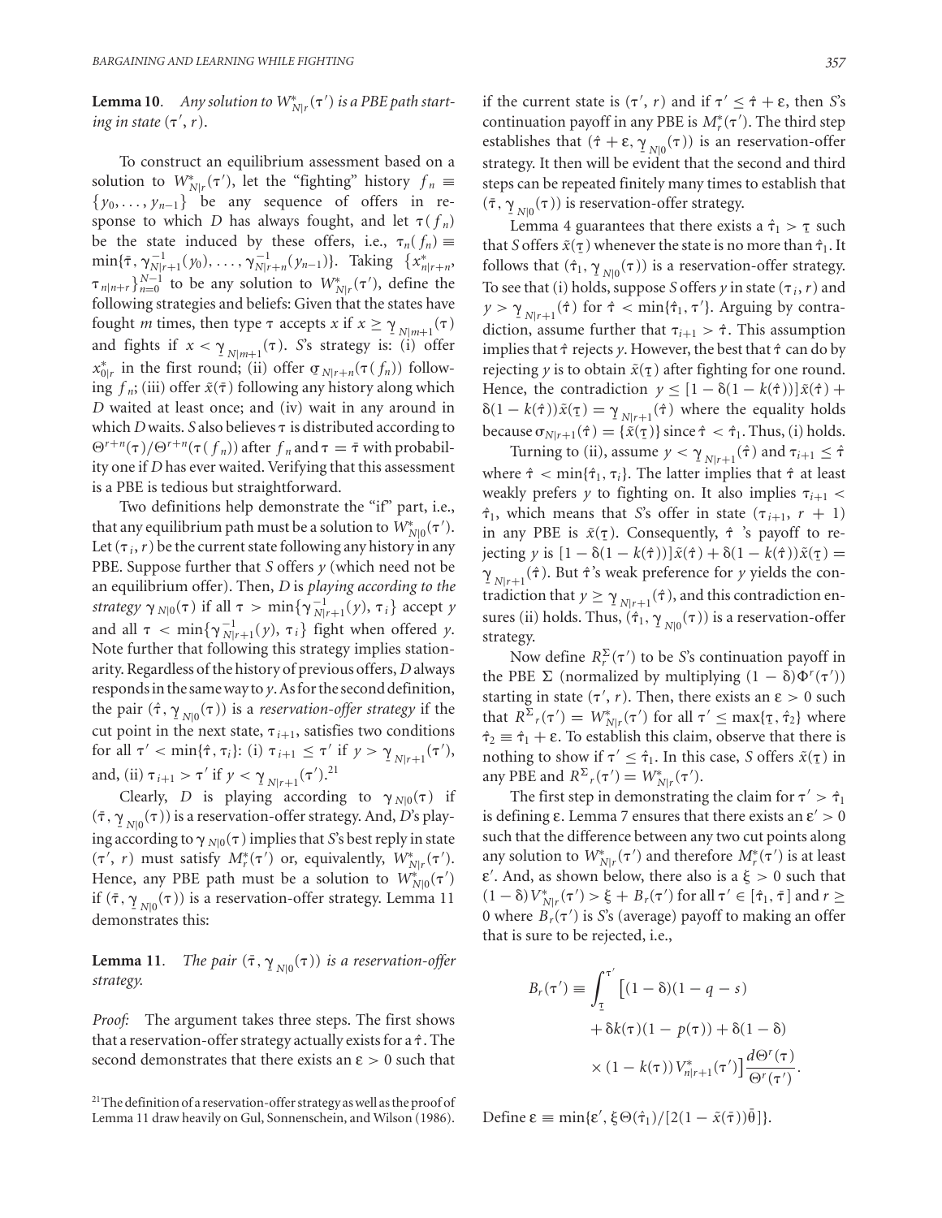**Lemma 10**. *Any solution to $W^*_{N|r}(\tau')$ is a PBE path starting in state $(\tau', r)$.*

To construct an equilibrium assessment based on a solution to $W^*_{N|r}(\tau')$, let the "fighting" history $f_n \equiv \{y_0, \ldots, y_{n-1}\}$ be any sequence of offers in response to which $D$ has always fought, and let $\tau(f_n)$ be the state induced by these offers, i.e., $\tau_n(f_n) \equiv \min\{\bar{\tau}, \gamma^{-1}_{N|r+1}(y_0), \ldots, \gamma^{-1}_{N|r+n}(y_{n-1})\}$. Taking $\{x^*_{n|r+n}, \tau_{n|n+r}\}_{n=0}^{N-1}$ to be any solution to $W^*_{N|r}(\tau')$, define the following strategies and beliefs: Given that the states have fought $m$ times, then type $\tau$ accepts $x$ if $x \geq \underline{\gamma}_{N|m+1}(\tau)$ and fights if $x < \underline{\gamma}_{N|m+1}(\tau)$. $S$'s strategy is: (i) offer $x^*_{0|r}$ in the first round; (ii) offer $\underline{\sigma}_{N|r+n}(\tau(f_n))$ following $f_n$; (iii) offer $\tilde{x}(\bar{\tau})$ following any history along which $D$ waited at least once; and (iv) wait in any around in which $D$ waits. $S$ also believes $\tau$ is distributed according to $\Theta^{r+n}(\tau)/\Theta^{r+n}(\tau(f_n))$ after $f_n$ and $\tau = \bar{\tau}$ with probability one if $D$ has ever waited. Verifying that this assessment is a PBE is tedious but straightforward.

Two definitions help demonstrate the "if" part, i.e., that any equilibrium path must be a solution to $W^*_{N|0}(\tau')$. Let $(\tau_i, r)$ be the current state following any history in any PBE. Suppose further that $S$ offers $y$ (which need not be an equilibrium offer). Then, $D$ is *playing according to the strategy* $\gamma_{N|0}(\tau)$ if all $\tau > \min\{\gamma^{-1}_{N|r+1}(y), \tau_i\}$ accept $y$ and all $\tau < \min\{\gamma^{-1}_{N|r+1}(y), \tau_i\}$ fight when offered $y$. Note further that following this strategy implies stationarity. Regardless of the history of previous offers, $D$ always responds in the same way to $y$. As for the second definition, the pair $(\hat{\tau}, \underline{\gamma}_{N|0}(\tau))$ is a *reservation-offer strategy* if the cut point in the next state, $\tau_{i+1}$, satisfies two conditions for all $\tau' < \min\{\hat{\tau}, \tau_i\}$: (i) $\tau_{i+1} \leq \tau'$ if $y > \underline{\gamma}_{N|r+1}(\tau')$, and, (ii) $\tau_{i+1} > \tau'$ if $y < \underline{\gamma}_{N|r+1}(\tau')$.[21]

Clearly, $D$ is playing according to $\gamma_{N|0}(\tau)$ if $(\bar{\tau}, \underline{\gamma}_{N|0}(\tau))$ is a reservation-offer strategy. And, $D$'s playing according to $\gamma_{N|0}(\tau)$ implies that $S$'s best reply in state $(\tau', r)$ must satisfy $M^*_r(\tau')$ or, equivalently, $W^*_{N|r}(\tau')$. Hence, any PBE path must be a solution to $W^*_{N|0}(\tau')$ if $(\bar{\tau}, \underline{\gamma}_{N|0}(\tau))$ is a reservation-offer strategy. Lemma 11 demonstrates this:

**Lemma 11**. *The pair $(\bar{\tau}, \underline{\gamma}_{N|0}(\tau))$ is a reservation-offer strategy.*

*Proof:* The argument takes three steps. The first shows that a reservation-offer strategy actually exists for a $\hat{\tau}$. The second demonstrates that there exists an $\varepsilon > 0$ such that if the current state is $(\tau', r)$ and if $\tau' \leq \hat{\tau} + \varepsilon$, then $S$'s continuation payoff in any PBE is $M^*_r(\tau')$. The third step establishes that $(\hat{\tau} + \varepsilon, \underline{\gamma}_{N|0}(\tau))$ is an reservation-offer strategy. It then will be evident that the second and third steps can be repeated finitely many times to establish that $(\bar{\tau}, \underline{\gamma}_{N|0}(\tau))$ is reservation-offer strategy.

Lemma 4 guarantees that there exists a $\hat{\tau}_1 > \underline{\tau}$ such that $S$ offers $\tilde{x}(\underline{\tau})$ whenever the state is no more than $\hat{\tau}_1$. It follows that $(\hat{\tau}_1, \underline{\gamma}_{N|0}(\tau))$ is a reservation-offer strategy. To see that (i) holds, suppose $S$ offers $y$ in state $(\tau_i, r)$ and $y > \underline{\gamma}_{N|r+1}(\hat{\tau})$ for $\hat{\tau} < \min\{\hat{\tau}_1, \tau'\}$. Arguing by contradiction, assume further that $\tau_{i+1} > \hat{\tau}$. This assumption implies that $\hat{\tau}$ rejects $y$. However, the best that $\hat{\tau}$ can do by rejecting $y$ is to obtain $\tilde{x}(\underline{\tau})$ after fighting for one round. Hence, the contradiction $y \leq [1 - \delta(1 - k(\hat{\tau}))]\tilde{x}(\hat{\tau}) + \delta(1 - k(\hat{\tau}))\tilde{x}(\underline{\tau}) = \underline{\gamma}_{N|r+1}(\hat{\tau})$ where the equality holds because $\sigma_{N|r+1}(\hat{\tau}) = \{\tilde{x}(\underline{\tau})\}$ since $\hat{\tau} < \hat{\tau}_1$. Thus, (i) holds.

Turning to (ii), assume $y < \underline{\gamma}_{N|r+1}(\hat{\tau})$ and $\tau_{i+1} \leq \hat{\tau}$ where $\hat{\tau} < \min\{\hat{\tau}_1, \tau_i\}$. The latter implies that $\hat{\tau}$ at least weakly prefers $y$ to fighting on. It also implies $\tau_{i+1} < \hat{\tau}_1$, which means that $S$'s offer in state $(\tau_{i+1}, r + 1)$ in any PBE is $\tilde{x}(\underline{\tau})$. Consequently, $\hat{\tau}$ 's payoff to rejecting $y$ is $[1 - \delta(1 - k(\hat{\tau}))]\tilde{x}(\hat{\tau}) + \delta(1 - k(\hat{\tau}))\tilde{x}(\underline{\tau}) = \underline{\gamma}_{N|r+1}(\hat{\tau})$. But $\hat{\tau}$'s weak preference for $y$ yields the contradiction that $y \geq \underline{\gamma}_{N|r+1}(\hat{\tau})$, and this contradiction ensures (ii) holds. Thus, $(\hat{\tau}_1, \underline{\gamma}_{N|0}(\tau))$ is a reservation-offer strategy.

Now define $R^{\Sigma}_r(\tau')$ to be $S$'s continuation payoff in the PBE $\Sigma$ (normalized by multiplying $(1 - \delta)\Phi^r(\tau')$) starting in state $(\tau', r)$. Then, there exists an $\varepsilon > 0$ such that $R^{\Sigma}{}_r(\tau') = W^*_{N|r}(\tau')$ for all $\tau' \leq \max\{\tau, \hat{\tau}_2\}$ where $\hat{\tau}_2 \equiv \hat{\tau}_1 + \varepsilon$. To establish this claim, observe that there is nothing to show if $\tau' \leq \hat{\tau}_1$. In this case, $S$ offers $\tilde{x}(\underline{\tau})$ in any PBE and $R^{\Sigma}{}_r(\tau') = W^*_{N|r}(\tau')$.

The first step in demonstrating the claim for $\tau' > \hat{\tau}_1$ is defining $\varepsilon$. Lemma 7 ensures that there exists an $\varepsilon' > 0$ such that the difference between any two cut points along any solution to $W^*_{N|r}(\tau')$ and therefore $M^*_r(\tau')$ is at least $\varepsilon'$. And, as shown below, there also is a $\xi > 0$ such that $(1 - \delta)V^*_{N|r}(\tau') > \xi + B_r(\tau')$ for all $\tau' \in [\hat{\tau}_1, \bar{\tau}]$ and $r \geq 0$ where $B_r(\tau')$ is $S$'s (average) payoff to making an offer that is sure to be rejected, i.e.,

$$B_r(\tau') \equiv \int_{\underline{\tau}}^{\tau'} \Big[(1 - \delta)(1 - q - s) + \delta k(\tau)(1 - p(\tau)) + \delta(1 - \delta) \times (1 - k(\tau))V^*_{n|r+1}(\tau')\Big]\frac{d\Theta^r(\tau)}{\Theta^r(\tau')}.$$

Define $\varepsilon \equiv \min\{\varepsilon', \xi\Theta(\hat{\tau}_1)/[2(1 - \tilde{x}(\bar{\tau}))\bar{\theta}]\}$.

[21] The definition of a reservation-offer strategy as well as the proof of Lemma 11 draw heavily on Gul, Sonnenschein, and Wilson (1986).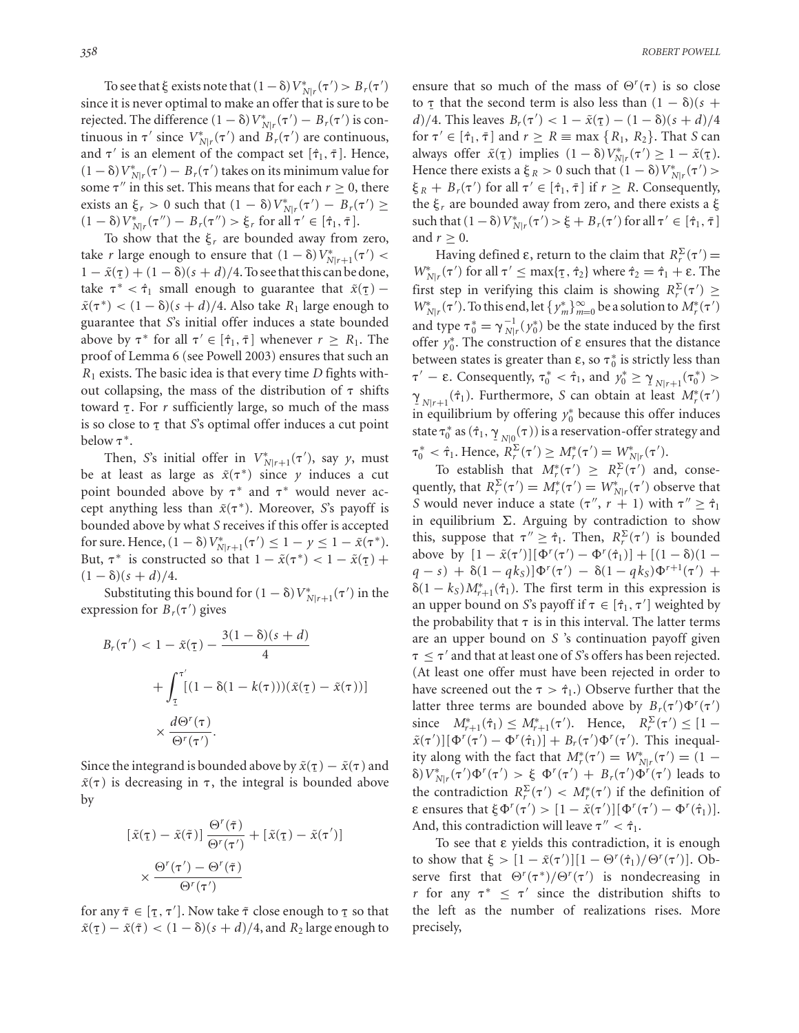To see that $\xi$ exists note that $(1-\delta)V^*_{N|r}(\tau') > B_r(\tau')$ since it is never optimal to make an offer that is sure to be rejected. The difference $(1-\delta)V^*_{N|r}(\tau') - B_r(\tau')$ is continuous in $\tau'$ since $V^*_{N|r}(\tau')$ and $B_r(\tau')$ are continuous, and $\tau'$ is an element of the compact set $[\hat{\tau}_1, \bar{\tau}]$. Hence, $(1-\delta)V^*_{N|r}(\tau') - B_r(\tau')$ takes on its minimum value for some $\tau''$ in this set. This means that for each $r \geq 0$, there exists an $\xi_r > 0$ such that $(1-\delta)V^*_{N|r}(\tau') - B_r(\tau') \geq (1-\delta)V^*_{N|r}(\tau'') - B_r(\tau'') > \xi_r$ for all $\tau' \in [\hat{\tau}_1, \bar{\tau}]$.

To show that the $\xi_r$ are bounded away from zero, take $r$ large enough to ensure that $(1-\delta)V^*_{N|r+1}(\tau') < 1 - \tilde{x}(\underline{\tau}) + (1-\delta)(s+d)/4$. To see that this can be done, take $\tau^* < \hat{\tau}_1$ small enough to guarantee that $\tilde{x}(\underline{\tau}) - \tilde{x}(\tau^*) < (1-\delta)(s+d)/4$. Also take $R_1$ large enough to guarantee that $S$'s initial offer induces a state bounded above by $\tau^*$ for all $\tau' \in [\hat{\tau}_1, \bar{\tau}]$ whenever $r \geq R_1$. The proof of Lemma 6 (see Powell 2003) ensures that such an $R_1$ exists. The basic idea is that every time $D$ fights without collapsing, the mass of the distribution of $\tau$ shifts toward $\underline{\tau}$. For $r$ sufficiently large, so much of the mass is so close to $\underline{\tau}$ that $S$'s optimal offer induces a cut point below $\tau^*$.

Then, $S$'s initial offer in $V^*_{N|r+1}(\tau')$, say $y$, must be at least as large as $\tilde{x}(\tau^*)$ since $y$ induces a cut point bounded above by $\tau^*$ and $\tau^*$ would never accept anything less than $\tilde{x}(\tau^*)$. Moreover, $S$'s payoff is bounded above by what $S$ receives if this offer is accepted for sure. Hence, $(1-\delta)V^*_{N|r+1}(\tau') \leq 1 - y \leq 1 - \tilde{x}(\tau^*)$. But, $\tau^*$ is constructed so that $1 - \tilde{x}(\tau^*) < 1 - \tilde{x}(\underline{\tau}) + (1-\delta)(s+d)/4$.

Substituting this bound for $(1-\delta)V^*_{N|r+1}(\tau')$ in the expression for $B_r(\tau')$ gives

$$B_r(\tau') < 1 - \tilde{x}(\underline{\tau}) - \frac{3(1-\delta)(s+d)}{4} + \int_{\underline{\tau}}^{\tau'} [(1-\delta(1-k(\tau)))(\tilde{x}(\underline{\tau}) - \tilde{x}(\tau))] \times \frac{d\Theta^r(\tau)}{\Theta^r(\tau')}.$$

Since the integrand is bounded above by $\tilde{x}(\underline{\tau}) - \tilde{x}(\tau)$ and $\tilde{x}(\tau)$ is decreasing in $\tau$, the integral is bounded above by

$$[\tilde{x}(\underline{\tau}) - \tilde{x}(\tilde{\tau})]\frac{\Theta^r(\tilde{\tau})}{\Theta^r(\tau')} + [\tilde{x}(\underline{\tau}) - \tilde{x}(\tau')] \times \frac{\Theta^r(\tau') - \Theta^r(\tilde{\tau})}{\Theta^r(\tau')}$$

for any $\tilde{\tau} \in [\underline{\tau}, \tau']$. Now take $\tilde{\tau}$ close enough to $\underline{\tau}$ so that $\tilde{x}(\underline{\tau}) - \tilde{x}(\tilde{\tau}) < (1-\delta)(s+d)/4$, and $R_2$ large enough to ensure that so much of the mass of $\Theta^r(\tau)$ is so close to $\underline{\tau}$ that the second term is also less than $(1-\delta)(s+d)/4$. This leaves $B_r(\tau') < 1 - \tilde{x}(\underline{\tau}) - (1-\delta)(s+d)/4$ for $\tau' \in [\hat{\tau}_1, \bar{\tau}]$ and $r \geq R \equiv \max\{R_1, R_2\}$. That $S$ can always offer $\tilde{x}(\underline{\tau})$ implies $(1-\delta)V^*_{N|r}(\tau') \geq 1 - \tilde{x}(\underline{\tau})$. Hence there exists a $\xi_R > 0$ such that $(1-\delta)V^*_{N|r}(\tau') > \xi_R + B_r(\tau')$ for all $\tau' \in [\hat{\tau}_1, \bar{\tau}]$ if $r \geq R$. Consequently, the $\xi_r$ are bounded away from zero, and there exists a $\xi$ such that $(1-\delta)V^*_{N|r}(\tau') > \xi + B_r(\tau')$ for all $\tau' \in [\hat{\tau}_1, \bar{\tau}]$ and $r \geq 0$.

Having defined $\varepsilon$, return to the claim that $R^\Sigma_r(\tau') = W^*_{N|r}(\tau')$ for all $\tau' \leq \max\{\underline{\tau}, \hat{\tau}_2\}$ where $\hat{\tau}_2 = \hat{\tau}_1 + \varepsilon$. The first step in verifying this claim is showing $R^\Sigma_r(\tau') \geq W^*_{N|r}(\tau')$. To this end, let $\{y^*_m\}^\infty_{m=0}$ be a solution to $M^*_r(\tau')$ and type $\tau^*_0 = \gamma^{-1}_{N|r}(y^*_0)$ be the state induced by the first offer $y^*_0$. The construction of $\varepsilon$ ensures that the distance between states is greater than $\varepsilon$, so $\tau^*_0$ is strictly less than $\tau' - \varepsilon$. Consequently, $\tau^*_0 < \hat{\tau}_1$, and $y^*_0 \geq \underline{\gamma}_{N|r+1}(\tau^*_0) > \underline{\gamma}_{N|r+1}(\hat{\tau}_1)$. Furthermore, $S$ can obtain at least $M^*_r(\tau')$ in equilibrium by offering $y^*_0$ because this offer induces state $\tau^*_0$ as $(\hat{\tau}_1, \underline{\gamma}_{N|0}(\tau))$ is a reservation-offer strategy and $\tau^*_0 < \hat{\tau}_1$. Hence, $R^\Sigma_r(\tau') \geq M^*_r(\tau') = W^*_{N|r}(\tau')$.

To establish that $M^*_r(\tau') \geq R^\Sigma_r(\tau')$ and, consequently, that $R^\Sigma_r(\tau') = M^*_r(\tau') = W^*_{N|r}(\tau')$ observe that $S$ would never induce a state $(\tau'', r+1)$ with $\tau'' \geq \hat{\tau}_1$ in equilibrium $\Sigma$. Arguing by contradiction to show this, suppose that $\tau'' \geq \hat{\tau}_1$. Then, $R^\Sigma_r(\tau')$ is bounded above by $[1 - \tilde{x}(\tau')][\Phi^r(\tau') - \Phi^r(\hat{\tau}_1)] + [(1-\delta)(1-q-s) + \delta(1-qk_S)]\Phi^r(\tau') - \delta(1-qk_S)\Phi^{r+1}(\tau') + \delta(1-k_S)M^*_{r+1}(\hat{\tau}_1)$. The first term in this expression is an upper bound on $S$'s payoff if $\tau \in [\hat{\tau}_1, \tau']$ weighted by the probability that $\tau$ is in this interval. The latter terms are an upper bound on $S$ 's continuation payoff given $\tau \leq \tau'$ and that at least one of $S$'s offers has been rejected. (At least one offer must have been rejected in order to have screened out the $\tau > \hat{\tau}_1$.) Observe further that the latter three terms are bounded above by $B_r(\tau')\Phi^r(\tau')$ since $M^*_{r+1}(\hat{\tau}_1) \leq M^*_{r+1}(\tau')$. Hence, $R^\Sigma_r(\tau') \leq [1 - \tilde{x}(\tau')][\Phi^r(\tau') - \Phi^r(\hat{\tau}_1)] + B_r(\tau')\Phi^r(\tau')$. This inequality along with the fact that $M^*_r(\tau') = W^*_{N|r}(\tau') = (1-\delta)V^*_{N|r}(\tau')\Phi^r(\tau') > \xi\,\Phi^r(\tau') + B_r(\tau')\Phi^r(\tau')$ leads to the contradiction $R^\Sigma_r(\tau') < M^*_r(\tau')$ if the definition of $\varepsilon$ ensures that $\xi\Phi^r(\tau') > [1 - \tilde{x}(\tau')][\Phi^r(\tau') - \Phi^r(\hat{\tau}_1)]$. And, this contradiction will leave $\tau'' < \hat{\tau}_1$.

To see that $\varepsilon$ yields this contradiction, it is enough to show that $\xi > [1 - \tilde{x}(\tau')][1 - \Theta^r(\hat{\tau}_1)/\Theta^r(\tau')]$. Observe first that $\Theta^r(\tau^*)/\Theta^r(\tau')$ is nondecreasing in $r$ for any $\tau^* \leq \tau'$ since the distribution shifts to the left as the number of realizations rises. More precisely,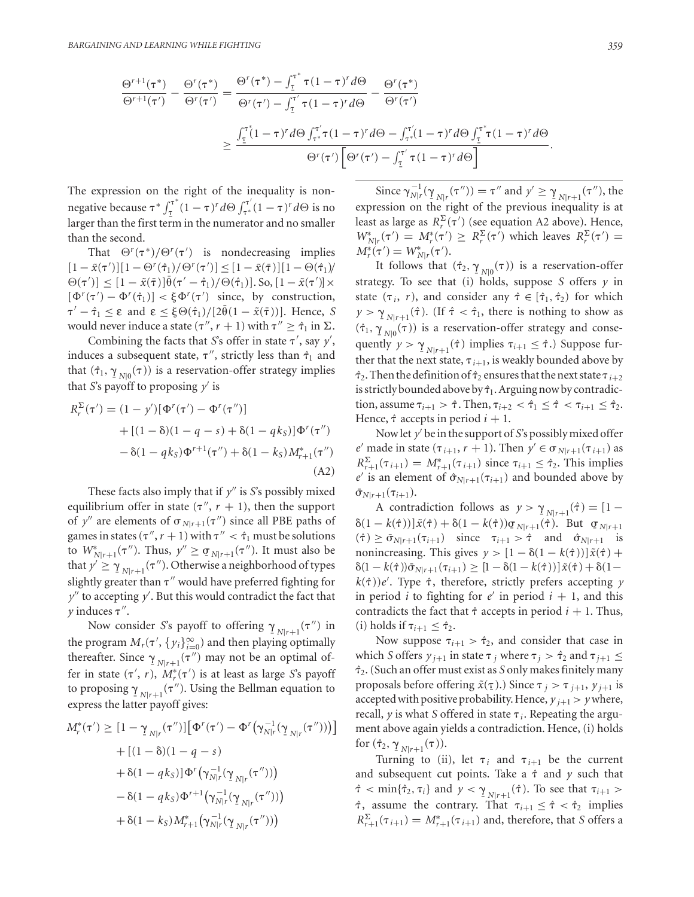$$\frac{\Theta^{r+1}(\tau^*)}{\Theta^{r+1}(\tau')} - \frac{\Theta^r(\tau^*)}{\Theta^r(\tau')} = \frac{\Theta^r(\tau^*) - \int_{\underline{\tau}}^{\tau^*} \tau(1-\tau)^r d\Theta}{\Theta^r(\tau') - \int_{\underline{\tau}}^{\tau'} \tau(1-\tau)^r d\Theta} - \frac{\Theta^r(\tau^*)}{\Theta^r(\tau')}$$

$$\geq \frac{\int_{\underline{\tau}}^{\tau^*}(1-\tau)^r d\Theta \int_{\tau^*}^{\tau'} \tau(1-\tau)^r d\Theta - \int_{\tau^*}^{\tau'}(1-\tau)^r d\Theta \int_{\underline{\tau}}^{\tau^*} \tau(1-\tau)^r d\Theta}{\Theta^r(\tau')\left[\Theta^r(\tau') - \int_{\underline{\tau}}^{\tau'} \tau(1-\tau)^r d\Theta\right]}.$$

The expression on the right of the inequality is nonnegative because $\tau^* \int_{\underline{\tau}}^{\tau^*}(1-\tau)^r d\Theta \int_{\tau^*}^{\tau'}(1-\tau)^r d\Theta$ is no larger than the first term in the numerator and no smaller than the second.

That $\Theta^r(\tau^*)/\Theta^r(\tau')$ is nondecreasing implies $[1-\tilde{x}(\tau')][1-\Theta^r(\hat{\tau}_1)/\Theta^r(\tau')] \leq [1-\tilde{x}(\bar{\tau})][1-\Theta(\hat{\tau}_1)/\Theta(\tau')] \leq [1-\tilde{x}(\bar{\tau})]\bar{\theta}(\tau'-\hat{\tau}_1)/\Theta(\hat{\tau}_1)]$. So, $[1-\tilde{x}(\tau')] \times [\Phi^r(\tau') - \Phi^r(\hat{\tau}_1)] < \xi\Phi^r(\tau')$ since, by construction, $\tau' - \hat{\tau}_1 \leq \varepsilon$ and $\varepsilon \leq \xi\Theta(\hat{\tau}_1)/[2\bar{\theta}(1-\tilde{x}(\bar{\tau}))]$. Hence, $S$ would never induce a state $(\tau'', r+1)$ with $\tau'' \geq \hat{\tau}_1$ in $\Sigma$.

Combining the facts that $S$'s offer in state $\tau'$, say $y'$, induces a subsequent state, $\tau''$, strictly less than $\hat{\tau}_1$ and that $(\hat{\tau}_1, \underline{\gamma}_{N|0}(\tau))$ is a reservation-offer strategy implies that $S$'s payoff to proposing $y'$ is

$$\begin{aligned} R_r^{\Sigma}(\tau') = (1-y')[\Phi^r(\tau') - \Phi^r(\tau'')] &+ [(1-\delta)(1-q-s) + \delta(1-qk_S)]\Phi^r(\tau'') \\ &- \delta(1-qk_S)\Phi^{r+1}(\tau'') + \delta(1-k_S)M^*_{r+1}(\tau'') \end{aligned} \tag{A2}$$

These facts also imply that if $y''$ is $S$'s possibly mixed equilibrium offer in state $(\tau'', r+1)$, then the support of $y''$ are elements of $\sigma_{N|r+1}(\tau'')$ since all PBE paths of games in states $(\tau'', r+1)$ with $\tau'' < \hat{\tau}_1$ must be solutions to $W^*_{N|r+1}(\tau'')$. Thus, $y'' \geq \underline{\sigma}_{N|r+1}(\tau'')$. It must also be that $y' \geq \underline{\gamma}_{N|r+1}(\tau'')$. Otherwise a neighborhood of types slightly greater than $\tau''$ would have preferred fighting for $y''$ to accepting $y'$. But this would contradict the fact that $y$ induces $\tau''$.

Now consider $S$'s payoff to offering $\underline{\gamma}_{N|r+1}(\tau'')$ in the program $M_r(\tau', \{y_i\}_{i=0}^{\infty})$ and then playing optimally thereafter. Since $\underline{\gamma}_{N|r+1}(\tau'')$ may not be an optimal offer in state $(\tau', r)$, $M^*_r(\tau')$ is at least as large as $S$'s payoff to proposing $\underline{\gamma}_{N|r+1}(\tau'')$. Using the Bellman equation to express the latter payoff gives:

$$\begin{aligned} M^*_r(\tau') \geq\ & [1-\underline{\gamma}_{N|r}(\tau'')]\left[\Phi^r(\tau') - \Phi^r\left(\gamma^{-1}_{N|r}(\underline{\gamma}_{N|r}(\tau''))\right)\right] \\ &+ [(1-\delta)(1-q-s) \\ &+ \delta(1-qk_S)]\Phi^r\left(\gamma^{-1}_{N|r}(\underline{\gamma}_{N|r}(\tau''))\right) \\ &- \delta(1-qk_S)\Phi^{r+1}\left(\gamma^{-1}_{N|r}(\underline{\gamma}_{N|r}(\tau''))\right) \\ &+ \delta(1-k_S)M^*_{r+1}\left(\gamma^{-1}_{N|r}(\underline{\gamma}_{N|r}(\tau''))\right) \end{aligned}$$

Since $\gamma^{-1}_{N|r}(\underline{\gamma}_{N|r}(\tau'')) = \tau''$ and $y' \geq \underline{\gamma}_{N|r+1}(\tau'')$, the expression on the right of the previous inequality is at least as large as $R_r^{\Sigma}(\tau')$ (see equation A2 above). Hence, $W^*_{N|r}(\tau') = M^*_r(\tau') \geq R_r^{\Sigma}(\tau')$ which leaves $R_r^{\Sigma}(\tau') = M^*_r(\tau') = W^*_{N|r}(\tau')$.

It follows that $(\hat{\tau}_2, \underline{\gamma}_{N|0}(\tau))$ is a reservation-offer strategy. To see that (i) holds, suppose $S$ offers $y$ in state $(\tau_i, r)$, and consider any $\hat{\tau} \in [\hat{\tau}_1, \hat{\tau}_2)$ for which $y > \underline{\gamma}_{N|r+1}(\hat{\tau})$. (If $\hat{\tau} < \hat{\tau}_1$, there is nothing to show as $(\hat{\tau}_1, \underline{\gamma}_{N|0}(\tau))$ is a reservation-offer strategy and consequently $y > \underline{\gamma}_{N|r+1}(\hat{\tau})$ implies $\tau_{i+1} \leq \hat{\tau}$.) Suppose further that the next state, $\tau_{i+1}$, is weakly bounded above by $\hat{\tau}_2$. Then the definition of $\hat{\tau}_2$ ensures that the next state $\tau_{i+2}$ is strictly bounded above by $\hat{\tau}_1$. Arguing now by contradiction, assume $\tau_{i+1} > \hat{\tau}$. Then, $\tau_{i+2} < \hat{\tau}_1 \leq \hat{\tau} < \tau_{i+1} \leq \hat{\tau}_2$. Hence, $\hat{\tau}$ accepts in period $i+1$.

Now let $y'$ be in the support of $S$'s possibly mixed offer $e'$ made in state $(\tau_{i+1}, r+1)$. Then $y' \in \sigma_{N|r+1}(\tau_{i+1})$ as $R^{\Sigma}_{r+1}(\tau_{i+1}) = M^*_{r+1}(\tau_{i+1})$ since $\tau_{i+1} \leq \hat{\tau}_2$. This implies $e'$ is an element of $\hat{\sigma}_{N|r+1}(\tau_{i+1})$ and bounded above by $\bar{\sigma}_{N|r+1}(\tau_{i+1})$.

A contradiction follows as $y > \underline{\gamma}_{N|r+1}(\hat{\tau}) = [1-\delta(1-k(\hat{\tau}))]\tilde{x}(\hat{\tau}) + \delta(1-k(\hat{\tau}))\underline{\sigma}_{N|r+1}(\hat{\tau})$. But $\underline{\sigma}_{N|r+1}(\hat{\tau}) \geq \bar{\sigma}_{N|r+1}(\tau_{i+1})$ since $\tau_{i+1} > \hat{\tau}$ and $\hat{\sigma}_{N|r+1}$ is nonincreasing. This gives $y > [1-\delta(1-k(\hat{\tau}))]\tilde{x}(\hat{\tau}) + \delta(1-k(\hat{\tau}))\bar{\sigma}_{N|r+1}(\tau_{i+1}) \geq [1-\delta(1-k(\hat{\tau}))]\tilde{x}(\hat{\tau}) + \delta(1-k(\hat{\tau}))e'$. Type $\hat{\tau}$, therefore, strictly prefers accepting $y$ in period $i$ to fighting for $e'$ in period $i+1$, and this contradicts the fact that $\hat{\tau}$ accepts in period $i+1$. Thus, (i) holds if $\tau_{i+1} \leq \hat{\tau}_2$.

Now suppose $\tau_{i+1} > \hat{\tau}_2$, and consider that case in which $S$ offers $y_{j+1}$ in state $\tau_j$ where $\tau_j > \hat{\tau}_2$ and $\tau_{j+1} \leq \hat{\tau}_2$. (Such an offer must exist as $S$ only makes finitely many proposals before offering $\tilde{x}(\underline{\tau})$.) Since $\tau_j > \tau_{j+1}$, $y_{j+1}$ is accepted with positive probability. Hence, $y_{j+1} > y$ where, recall, $y$ is what $S$ offered in state $\tau_i$. Repeating the argument above again yields a contradiction. Hence, (i) holds for $(\hat{\tau}_2, \underline{\gamma}_{N|r+1}(\tau))$.

Turning to (ii), let $\tau_i$ and $\tau_{i+1}$ be the current and subsequent cut points. Take a $\hat{\tau}$ and $y$ such that $\hat{\tau} < \min\{\hat{\tau}_2, \tau_i\}$ and $y < \underline{\gamma}_{N|r+1}(\hat{\tau})$. To see that $\tau_{i+1} > \hat{\tau}$, assume the contrary. That $\tau_{i+1} \leq \hat{\tau} < \hat{\tau}_2$ implies $R^{\Sigma}_{r+1}(\tau_{i+1}) = M^*_{r+1}(\tau_{i+1})$ and, therefore, that $S$ offers a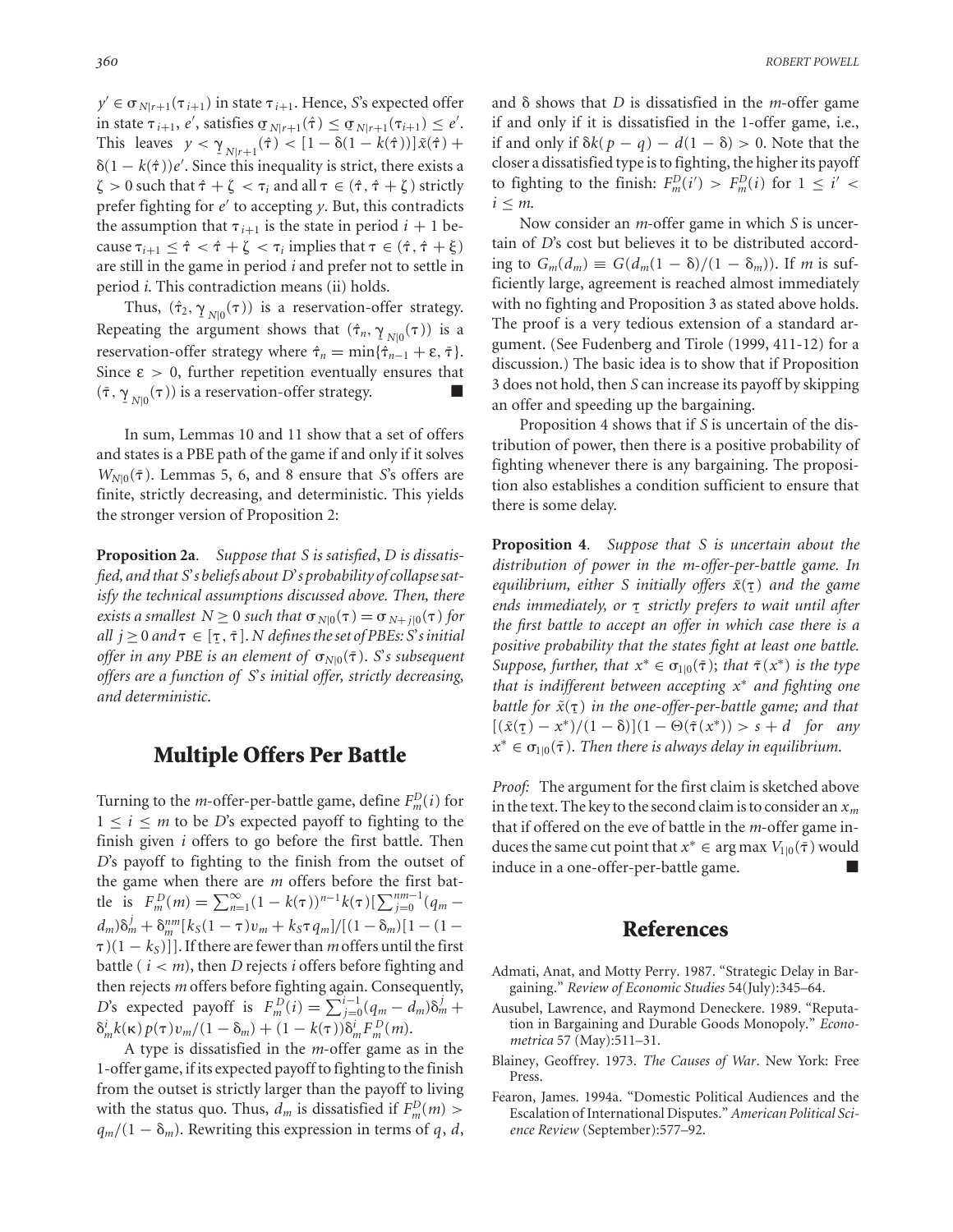$y' \in \sigma_{N|r+1}(\tau_{i+1})$ in state $\tau_{i+1}$. Hence, $S$'s expected offer in state $\tau_{i+1}$, $e'$, satisfies $\underline{\sigma}_{N|r+1}(\hat{\tau}) \leq \underline{\sigma}_{N|r+1}(\tau_{i+1}) \leq e'$. This leaves $y < \underline{\gamma}_{N|r+1}(\hat{\tau}) < [1 - \delta(1 - k(\hat{\tau}))]\tilde{x}(\hat{\tau}) + \delta(1 - k(\hat{\tau}))e'$. Since this inequality is strict, there exists a $\zeta > 0$ such that $\hat{\tau} + \zeta < \tau_i$ and all $\tau \in (\hat{\tau}, \hat{\tau} + \zeta)$ strictly prefer fighting for $e'$ to accepting $y$. But, this contradicts the assumption that $\tau_{i+1}$ is the state in period $i + 1$ because $\tau_{i+1} \leq \hat{\tau} < \hat{\tau} + \zeta < \tau_i$ implies that $\tau \in (\hat{\tau}, \hat{\tau} + \xi)$ are still in the game in period $i$ and prefer not to settle in period $i$. This contradiction means (ii) holds.

Thus, $(\hat{\tau}_2, \underline{\gamma}_{N|0}(\tau))$ is a reservation-offer strategy. Repeating the argument shows that $(\hat{\tau}_n, \underline{\gamma}_{N|0}(\tau))$ is a reservation-offer strategy where $\hat{\tau}_n = \min\{\hat{\tau}_{n-1} + \varepsilon, \bar{\tau}\}$. Since $\varepsilon > 0$, further repetition eventually ensures that $(\bar{\tau}, \underline{\gamma}_{N|0}(\tau))$ is a reservation-offer strategy. ■

In sum, Lemmas 10 and 11 show that a set of offers and states is a PBE path of the game if and only if it solves $W_{N|0}(\bar{\tau})$. Lemmas 5, 6, and 8 ensure that $S$'s offers are finite, strictly decreasing, and deterministic. This yields the stronger version of Proposition 2:

**Proposition 2a**. *Suppose that S is satisfied, D is dissatisfied, and that S's beliefs about D's probability of collapse satisfy the technical assumptions discussed above. Then, there exists a smallest $N \geq 0$ such that $\sigma_{N|0}(\tau) = \sigma_{N+j|0}(\tau)$ for all $j \geq 0$ and $\tau \in [\underline{\tau}, \bar{\tau}]$. N defines the set of PBEs: S's initial offer in any PBE is an element of $\sigma_{N|0}(\bar{\tau})$. S's subsequent offers are a function of S's initial offer, strictly decreasing, and deterministic*.

## Multiple Offers Per Battle

Turning to the $m$-offer-per-battle game, define $F^D_m(i)$ for $1 \leq i \leq m$ to be $D$'s expected payoff to fighting to the finish given $i$ offers to go before the first battle. Then $D$'s payoff to fighting to the finish from the outset of the game when there are $m$ offers before the first battle is $F^D_m(m) = \sum_{n=1}^{\infty}(1 - k(\tau))^{n-1}k(\tau)[\sum_{j=0}^{nm-1}(q_m - d_m)\delta^j_m + \delta^{nm}_m[k_S(1 - \tau)v_m + k_S\tau q_m]/[(1 - \delta_m)[1 - (1 - \tau)(1 - k_S)]]]$. If there are fewer than $m$ offers until the first battle ($i < m$), then $D$ rejects $i$ offers before fighting and then rejects $m$ offers before fighting again. Consequently, $D$'s expected payoff is $F^D_m(i) = \sum_{j=0}^{i-1}(q_m - d_m)\delta^j_m + \delta^i_m k(\kappa)p(\tau)v_m/(1 - \delta_m) + (1 - k(\tau))\delta^i_m F^D_m(m)$.

A type is dissatisfied in the $m$-offer game as in the 1-offer game, if its expected payoff to fighting to the finish from the outset is strictly larger than the payoff to living with the status quo. Thus, $d_m$ is dissatisfied if $F^D_m(m) > q_m/(1 - \delta_m)$. Rewriting this expression in terms of $q$, $d$, and $\delta$ shows that $D$ is dissatisfied in the $m$-offer game if and only if it is dissatisfied in the 1-offer game, i.e., if and only if $\delta k(p - q) - d(1 - \delta) > 0$. Note that the closer a dissatisfied type is to fighting, the higher its payoff to fighting to the finish: $F^D_m(i') > F^D_m(i)$ for $1 \leq i' < i \leq m$.

Now consider an $m$-offer game in which $S$ is uncertain of $D$'s cost but believes it to be distributed according to $G_m(d_m) \equiv G(d_m(1 - \delta)/(1 - \delta_m))$. If $m$ is sufficiently large, agreement is reached almost immediately with no fighting and Proposition 3 as stated above holds. The proof is a very tedious extension of a standard argument. (See Fudenberg and Tirole (1999, 411-12) for a discussion.) The basic idea is to show that if Proposition 3 does not hold, then $S$ can increase its payoff by skipping an offer and speeding up the bargaining.

Proposition 4 shows that if $S$ is uncertain of the distribution of power, then there is a positive probability of fighting whenever there is any bargaining. The proposition also establishes a condition sufficient to ensure that there is some delay.

**Proposition 4**. *Suppose that S is uncertain about the distribution of power in the m-offer-per-battle game. In equilibrium, either S initially offers $\tilde{x}(\underline{\tau})$ and the game ends immediately, or $\underline{\tau}$ strictly prefers to wait until after the first battle to accept an offer in which case there is a positive probability that the states fight at least one battle. Suppose, further, that $x^* \in \sigma_{1|0}(\bar{\tau})$; that $\tilde{\tau}(x^*)$ is the type that is indifferent between accepting $x^*$ and fighting one battle for $\tilde{x}(\underline{\tau})$ in the one-offer-per-battle game; and that $[(\tilde{x}(\underline{\tau}) - x^*)/(1 - \delta)](1 - \Theta(\tilde{\tau}(x^*)) > s + d$ for any $x^* \in \sigma_{1|0}(\bar{\tau})$. Then there is always delay in equilibrium.*

*Proof:* The argument for the first claim is sketched above in the text. The key to the second claim is to consider an $x_m$ that if offered on the eve of battle in the $m$-offer game induces the same cut point that $x^* \in \arg\max V_{1|0}(\bar{\tau})$ would induce in a one-offer-per-battle game. ■

## References

Admati, Anat, and Motty Perry. 1987. "Strategic Delay in Bargaining." *Review of Economic Studies* 54(July):345–64.

Ausubel, Lawrence, and Raymond Deneckere. 1989. "Reputation in Bargaining and Durable Goods Monopoly." *Econometrica* 57 (May):511–31.

Blainey, Geoffrey. 1973. *The Causes of War*. New York: Free Press.

Fearon, James. 1994a. "Domestic Political Audiences and the Escalation of International Disputes." *American Political Science Review* (September):577–92.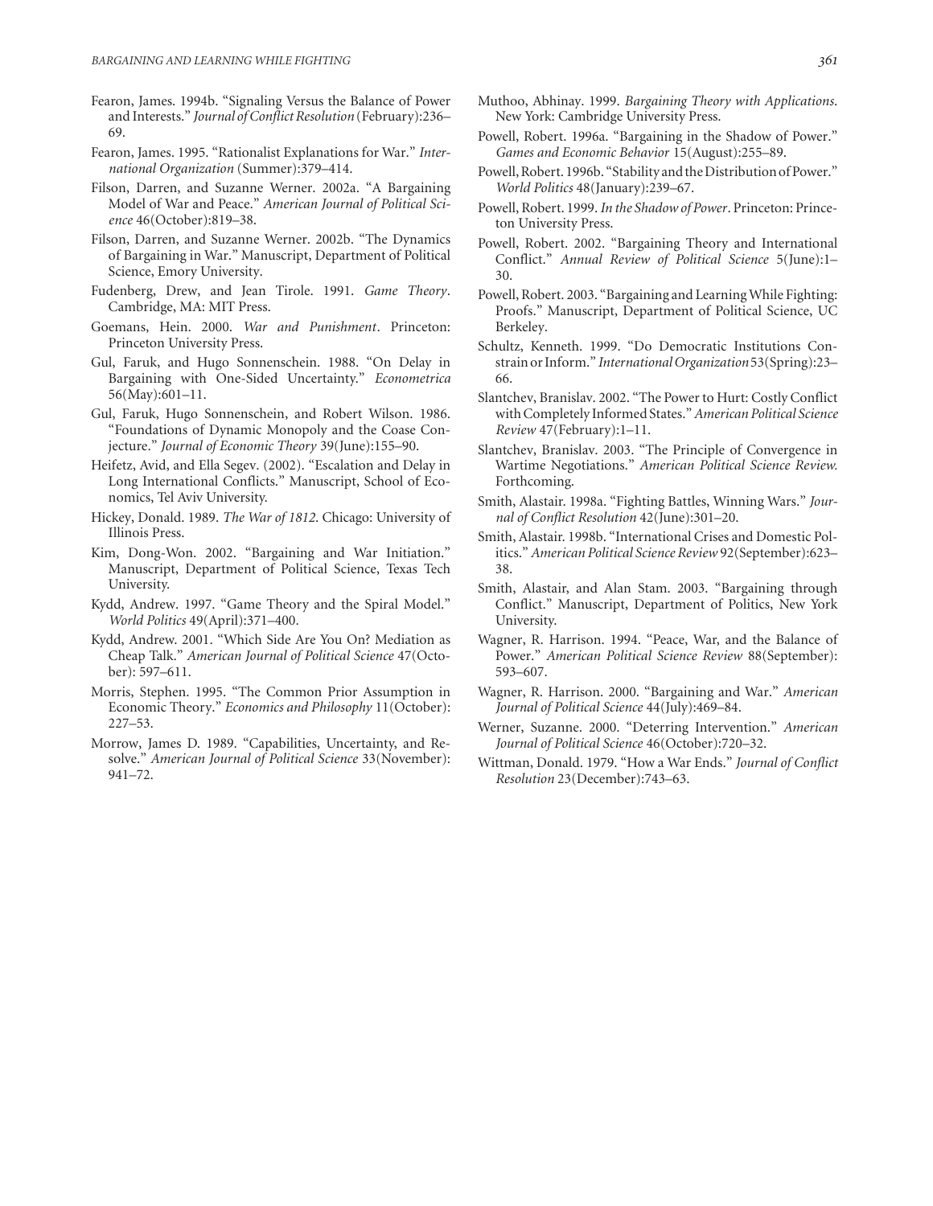Fearon, James. 1994b. "Signaling Versus the Balance of Power and Interests." *Journal of Conflict Resolution* (February):236–69.

Fearon, James. 1995. "Rationalist Explanations for War." *International Organization* (Summer):379–414.

Filson, Darren, and Suzanne Werner. 2002a. "A Bargaining Model of War and Peace." *American Journal of Political Science* 46(October):819–38.

Filson, Darren, and Suzanne Werner. 2002b. "The Dynamics of Bargaining in War." Manuscript, Department of Political Science, Emory University.

Fudenberg, Drew, and Jean Tirole. 1991. *Game Theory*. Cambridge, MA: MIT Press.

Goemans, Hein. 2000. *War and Punishment*. Princeton: Princeton University Press.

Gul, Faruk, and Hugo Sonnenschein. 1988. "On Delay in Bargaining with One-Sided Uncertainty." *Econometrica* 56(May):601–11.

Gul, Faruk, Hugo Sonnenschein, and Robert Wilson. 1986. "Foundations of Dynamic Monopoly and the Coase Conjecture." *Journal of Economic Theory* 39(June):155–90.

Heifetz, Avid, and Ella Segev. (2002). "Escalation and Delay in Long International Conflicts." Manuscript, School of Economics, Tel Aviv University.

Hickey, Donald. 1989. *The War of 1812*. Chicago: University of Illinois Press.

Kim, Dong-Won. 2002. "Bargaining and War Initiation." Manuscript, Department of Political Science, Texas Tech University.

Kydd, Andrew. 1997. "Game Theory and the Spiral Model." *World Politics* 49(April):371–400.

Kydd, Andrew. 2001. "Which Side Are You On? Mediation as Cheap Talk." *American Journal of Political Science* 47(October): 597–611.

Morris, Stephen. 1995. "The Common Prior Assumption in Economic Theory." *Economics and Philosophy* 11(October): 227–53.

Morrow, James D. 1989. "Capabilities, Uncertainty, and Resolve." *American Journal of Political Science* 33(November): 941–72.

Muthoo, Abhinay. 1999. *Bargaining Theory with Applications*. New York: Cambridge University Press.

Powell, Robert. 1996a. "Bargaining in the Shadow of Power." *Games and Economic Behavior* 15(August):255–89.

Powell, Robert. 1996b. "Stability and the Distribution of Power." *World Politics* 48(January):239–67.

Powell, Robert. 1999. *In the Shadow of Power*. Princeton: Princeton University Press.

Powell, Robert. 2002. "Bargaining Theory and International Conflict." *Annual Review of Political Science* 5(June):1–30.

Powell, Robert. 2003. "Bargaining and Learning While Fighting: Proofs." Manuscript, Department of Political Science, UC Berkeley.

Schultz, Kenneth. 1999. "Do Democratic Institutions Constrain or Inform." *International Organization* 53(Spring):23–66.

Slantchev, Branislav. 2002. "The Power to Hurt: Costly Conflict with Completely Informed States." *American Political Science Review* 47(February):1–11.

Slantchev, Branislav. 2003. "The Principle of Convergence in Wartime Negotiations." *American Political Science Review*. Forthcoming.

Smith, Alastair. 1998a. "Fighting Battles, Winning Wars." *Journal of Conflict Resolution* 42(June):301–20.

Smith, Alastair. 1998b. "International Crises and Domestic Politics." *American Political Science Review* 92(September):623–38.

Smith, Alastair, and Alan Stam. 2003. "Bargaining through Conflict." Manuscript, Department of Politics, New York University.

Wagner, R. Harrison. 1994. "Peace, War, and the Balance of Power." *American Political Science Review* 88(September): 593–607.

Wagner, R. Harrison. 2000. "Bargaining and War." *American Journal of Political Science* 44(July):469–84.

Werner, Suzanne. 2000. "Deterring Intervention." *American Journal of Political Science* 46(October):720–32.

Wittman, Donald. 1979. "How a War Ends." *Journal of Conflict Resolution* 23(December):743–63.